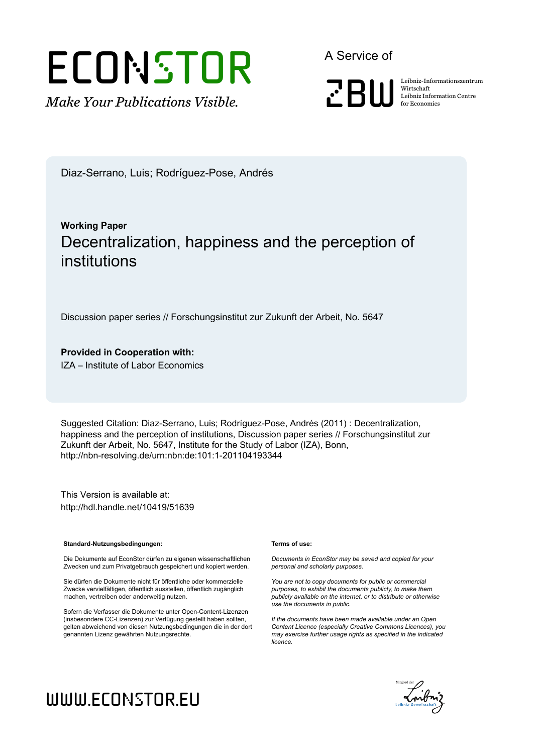ECONSTOR

*Make Your Publications Visible.*

A Service of

ZBW

Leibniz-Informationszentrum Wirtschaft
Leibniz Information Centre for Economics

Diaz-Serrano, Luis; Rodríguez-Pose, Andrés

**Working Paper**

# Decentralization, happiness and the perception of institutions

Discussion paper series // Forschungsinstitut zur Zukunft der Arbeit, No. 5647

**Provided in Cooperation with:**
IZA – Institute of Labor Economics

Suggested Citation: Diaz-Serrano, Luis; Rodríguez-Pose, Andrés (2011) : Decentralization, happiness and the perception of institutions, Discussion paper series // Forschungsinstitut zur Zukunft der Arbeit, No. 5647, Institute for the Study of Labor (IZA), Bonn, http://nbn-resolving.de/urn:nbn:de:101:1-201104193344

This Version is available at:
http://hdl.handle.net/10419/51639

**Standard-Nutzungsbedingungen:**

Die Dokumente auf EconStor dürfen zu eigenen wissenschaftlichen Zwecken und zum Privatgebrauch gespeichert und kopiert werden.

Sie dürfen die Dokumente nicht für öffentliche oder kommerzielle Zwecke vervielfältigen, öffentlich ausstellen, öffentlich zugänglich machen, vertreiben oder anderweitig nutzen.

Sofern die Verfasser die Dokumente unter Open-Content-Lizenzen (insbesondere CC-Lizenzen) zur Verfügung gestellt haben sollten, gelten abweichend von diesen Nutzungsbedingungen die in der dort genannten Lizenz gewährten Nutzungsrechte.

**Terms of use:**

*Documents in EconStor may be saved and copied for your personal and scholarly purposes.*

*You are not to copy documents for public or commercial purposes, to exhibit the documents publicly, to make them publicly available on the internet, or to distribute or otherwise use the documents in public.*

*If the documents have been made available under an Open Content Licence (especially Creative Commons Licences), you may exercise further usage rights as specified in the indicated licence.*

WWW.ECONSTOR.EU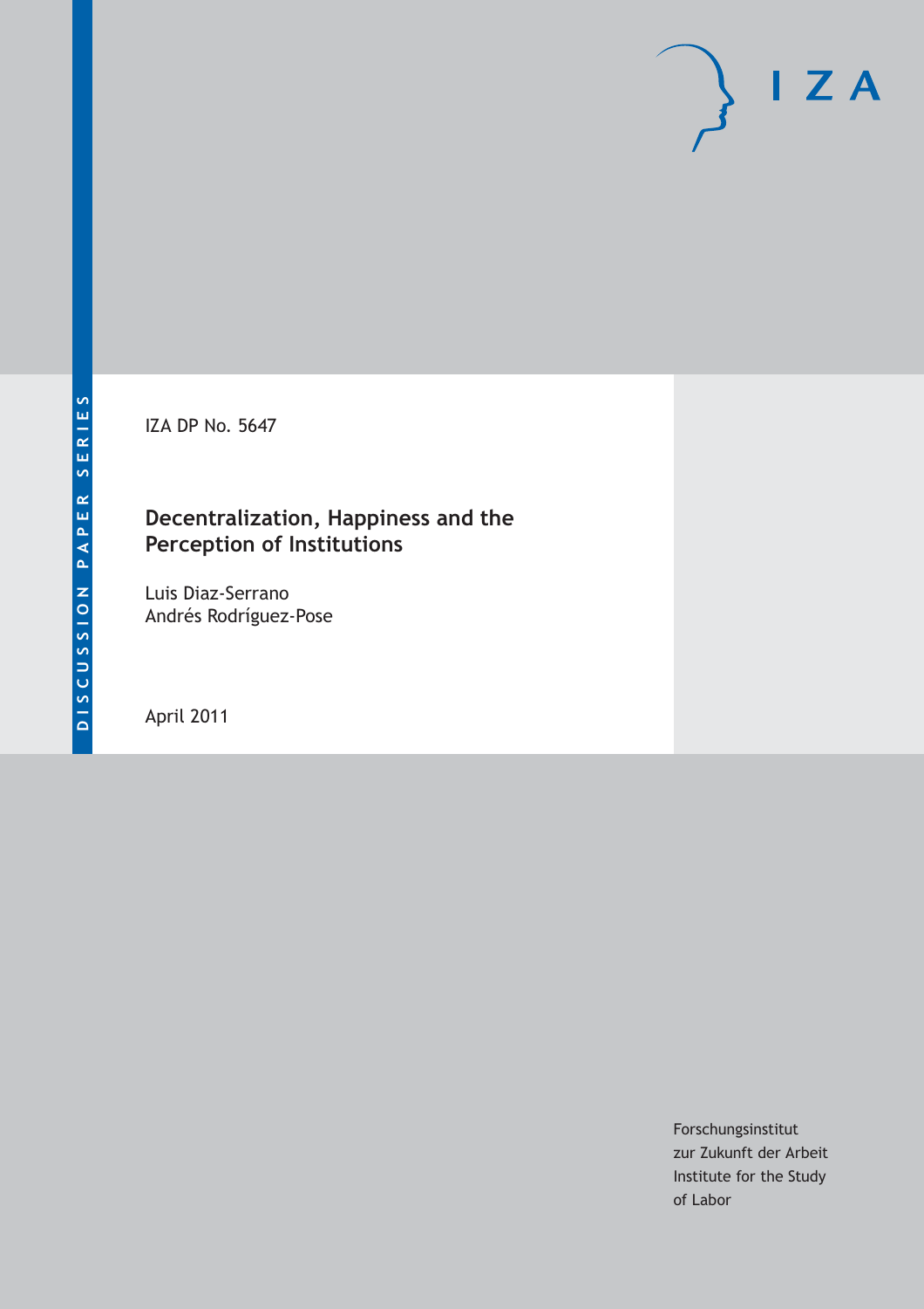IZA DP No. 5647

# Decentralization, Happiness and the Perception of Institutions

Luis Diaz-Serrano
Andrés Rodríguez-Pose

April 2011

Forschungsinstitut
zur Zukunft der Arbeit
Institute for the Study
of Labor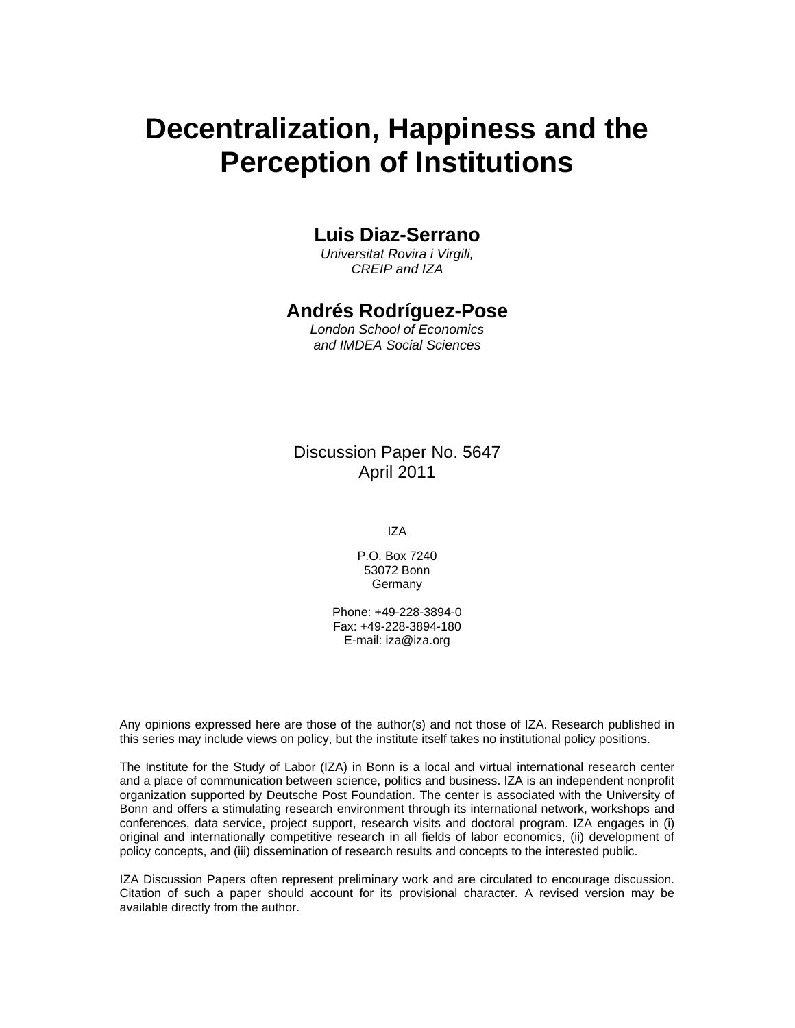# Decentralization, Happiness and the Perception of Institutions

**Luis Diaz-Serrano**

*Universitat Rovira i Virgili, CREIP and IZA*

**Andrés Rodríguez-Pose**

*London School of Economics and IMDEA Social Sciences*

Discussion Paper No. 5647
April 2011

IZA

P.O. Box 7240
53072 Bonn
Germany

Phone: +49-228-3894-0
Fax: +49-228-3894-180
E-mail: iza@iza.org

Any opinions expressed here are those of the author(s) and not those of IZA. Research published in this series may include views on policy, but the institute itself takes no institutional policy positions.

The Institute for the Study of Labor (IZA) in Bonn is a local and virtual international research center and a place of communication between science, politics and business. IZA is an independent nonprofit organization supported by Deutsche Post Foundation. The center is associated with the University of Bonn and offers a stimulating research environment through its international network, workshops and conferences, data service, project support, research visits and doctoral program. IZA engages in (i) original and internationally competitive research in all fields of labor economics, (ii) development of policy concepts, and (iii) dissemination of research results and concepts to the interested public.

IZA Discussion Papers often represent preliminary work and are circulated to encourage discussion. Citation of such a paper should account for its provisional character. A revised version may be available directly from the author.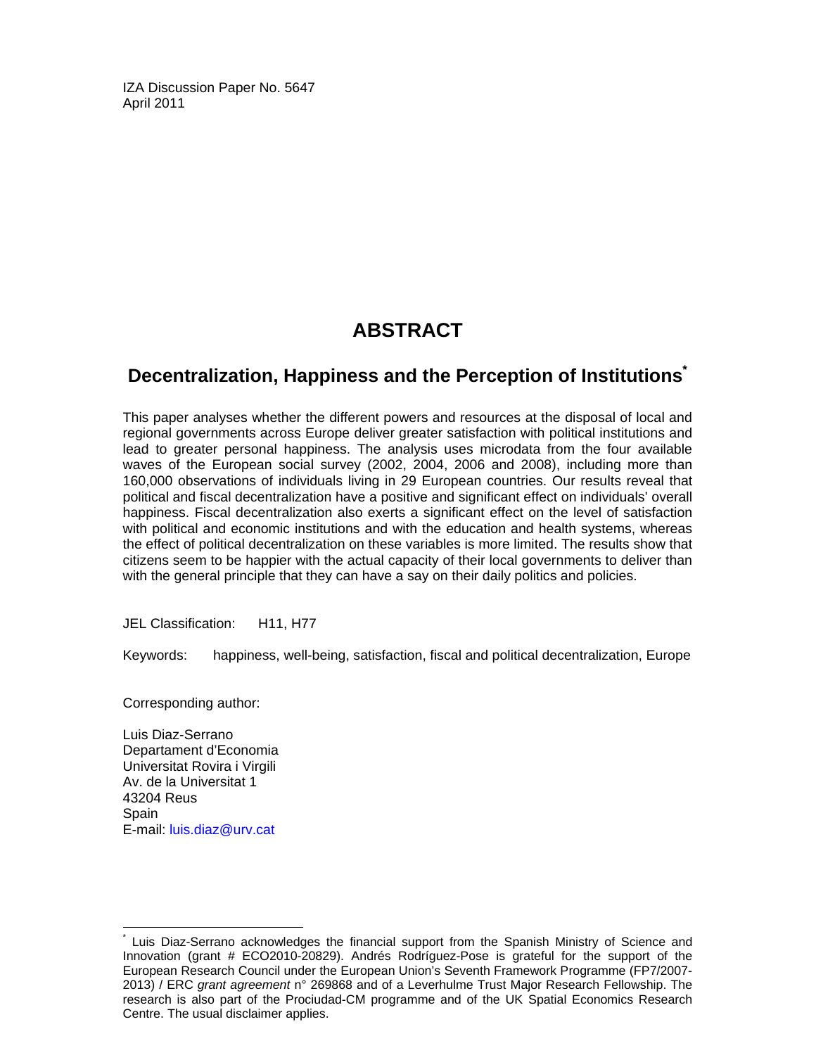IZA Discussion Paper No. 5647
April 2011

# ABSTRACT

## Decentralization, Happiness and the Perception of Institutions*

This paper analyses whether the different powers and resources at the disposal of local and regional governments across Europe deliver greater satisfaction with political institutions and lead to greater personal happiness. The analysis uses microdata from the four available waves of the European social survey (2002, 2004, 2006 and 2008), including more than 160,000 observations of individuals living in 29 European countries. Our results reveal that political and fiscal decentralization have a positive and significant effect on individuals' overall happiness. Fiscal decentralization also exerts a significant effect on the level of satisfaction with political and economic institutions and with the education and health systems, whereas the effect of political decentralization on these variables is more limited. The results show that citizens seem to be happier with the actual capacity of their local governments to deliver than with the general principle that they can have a say on their daily politics and policies.

JEL Classification: H11, H77

Keywords: happiness, well-being, satisfaction, fiscal and political decentralization, Europe

Corresponding author:

Luis Diaz-Serrano
Departament d'Economia
Universitat Rovira i Virgili
Av. de la Universitat 1
43204 Reus
Spain
E-mail: luis.diaz@urv.cat

* Luis Diaz-Serrano acknowledges the financial support from the Spanish Ministry of Science and Innovation (grant # ECO2010-20829). Andrés Rodríguez-Pose is grateful for the support of the European Research Council under the European Union's Seventh Framework Programme (FP7/2007-2013) / ERC *grant agreement* n° 269868 and of a Leverhulme Trust Major Research Fellowship. The research is also part of the Prociudad-CM programme and of the UK Spatial Economics Research Centre. The usual disclaimer applies.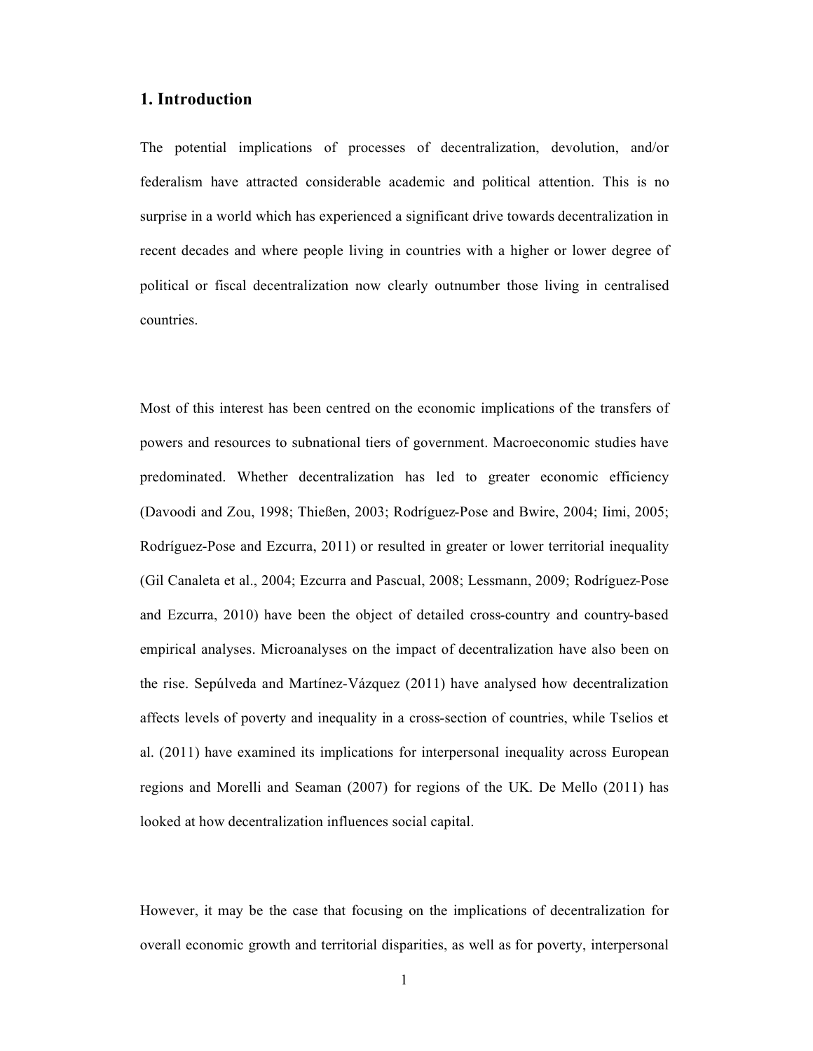## 1. Introduction

The potential implications of processes of decentralization, devolution, and/or federalism have attracted considerable academic and political attention. This is no surprise in a world which has experienced a significant drive towards decentralization in recent decades and where people living in countries with a higher or lower degree of political or fiscal decentralization now clearly outnumber those living in centralised countries.

Most of this interest has been centred on the economic implications of the transfers of powers and resources to subnational tiers of government. Macroeconomic studies have predominated. Whether decentralization has led to greater economic efficiency (Davoodi and Zou, 1998; Thießen, 2003; Rodríguez-Pose and Bwire, 2004; Iimi, 2005; Rodríguez-Pose and Ezcurra, 2011) or resulted in greater or lower territorial inequality (Gil Canaleta et al., 2004; Ezcurra and Pascual, 2008; Lessmann, 2009; Rodríguez-Pose and Ezcurra, 2010) have been the object of detailed cross-country and country-based empirical analyses. Microanalyses on the impact of decentralization have also been on the rise. Sepúlveda and Martínez-Vázquez (2011) have analysed how decentralization affects levels of poverty and inequality in a cross-section of countries, while Tselios et al. (2011) have examined its implications for interpersonal inequality across European regions and Morelli and Seaman (2007) for regions of the UK. De Mello (2011) has looked at how decentralization influences social capital.

However, it may be the case that focusing on the implications of decentralization for overall economic growth and territorial disparities, as well as for poverty, interpersonal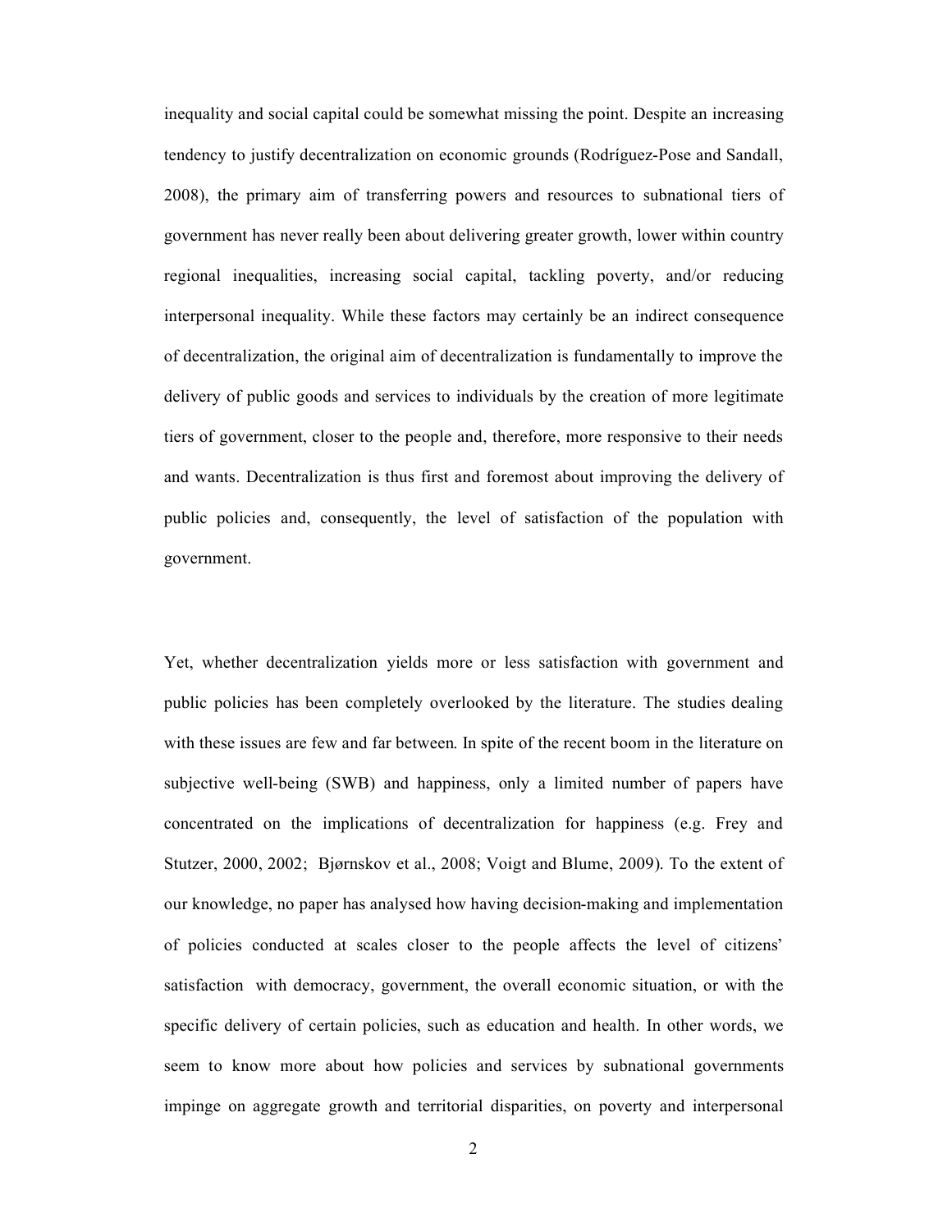inequality and social capital could be somewhat missing the point. Despite an increasing tendency to justify decentralization on economic grounds (Rodríguez-Pose and Sandall, 2008), the primary aim of transferring powers and resources to subnational tiers of government has never really been about delivering greater growth, lower within country regional inequalities, increasing social capital, tackling poverty, and/or reducing interpersonal inequality. While these factors may certainly be an indirect consequence of decentralization, the original aim of decentralization is fundamentally to improve the delivery of public goods and services to individuals by the creation of more legitimate tiers of government, closer to the people and, therefore, more responsive to their needs and wants. Decentralization is thus first and foremost about improving the delivery of public policies and, consequently, the level of satisfaction of the population with government.

Yet, whether decentralization yields more or less satisfaction with government and public policies has been completely overlooked by the literature. The studies dealing with these issues are few and far between. In spite of the recent boom in the literature on subjective well-being (SWB) and happiness, only a limited number of papers have concentrated on the implications of decentralization for happiness (e.g. Frey and Stutzer, 2000, 2002; Bjørnskov et al., 2008; Voigt and Blume, 2009). To the extent of our knowledge, no paper has analysed how having decision-making and implementation of policies conducted at scales closer to the people affects the level of citizens' satisfaction with democracy, government, the overall economic situation, or with the specific delivery of certain policies, such as education and health. In other words, we seem to know more about how policies and services by subnational governments impinge on aggregate growth and territorial disparities, on poverty and interpersonal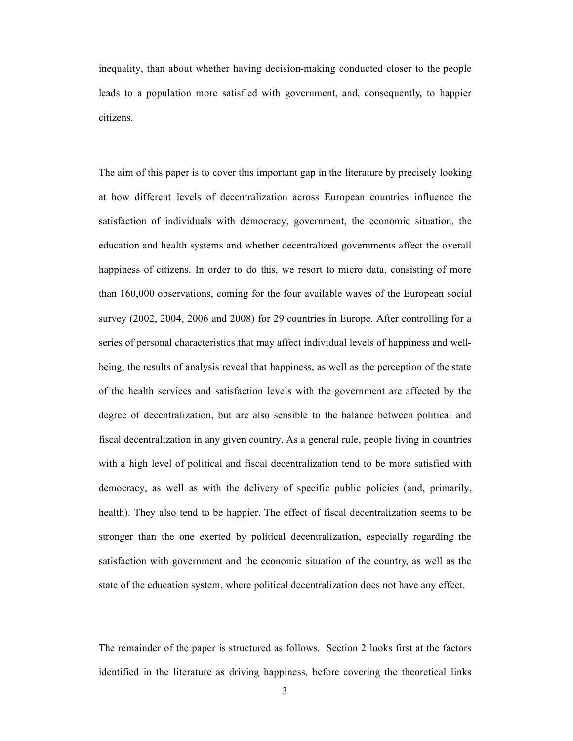inequality, than about whether having decision-making conducted closer to the people leads to a population more satisfied with government, and, consequently, to happier citizens.

The aim of this paper is to cover this important gap in the literature by precisely looking at how different levels of decentralization across European countries influence the satisfaction of individuals with democracy, government, the economic situation, the education and health systems and whether decentralized governments affect the overall happiness of citizens. In order to do this, we resort to micro data, consisting of more than 160,000 observations, coming for the four available waves of the European social survey (2002, 2004, 2006 and 2008) for 29 countries in Europe. After controlling for a series of personal characteristics that may affect individual levels of happiness and well-being, the results of analysis reveal that happiness, as well as the perception of the state of the health services and satisfaction levels with the government are affected by the degree of decentralization, but are also sensible to the balance between political and fiscal decentralization in any given country. As a general rule, people living in countries with a high level of political and fiscal decentralization tend to be more satisfied with democracy, as well as with the delivery of specific public policies (and, primarily, health). They also tend to be happier. The effect of fiscal decentralization seems to be stronger than the one exerted by political decentralization, especially regarding the satisfaction with government and the economic situation of the country, as well as the state of the education system, where political decentralization does not have any effect.

The remainder of the paper is structured as follows. Section 2 looks first at the factors identified in the literature as driving happiness, before covering the theoretical links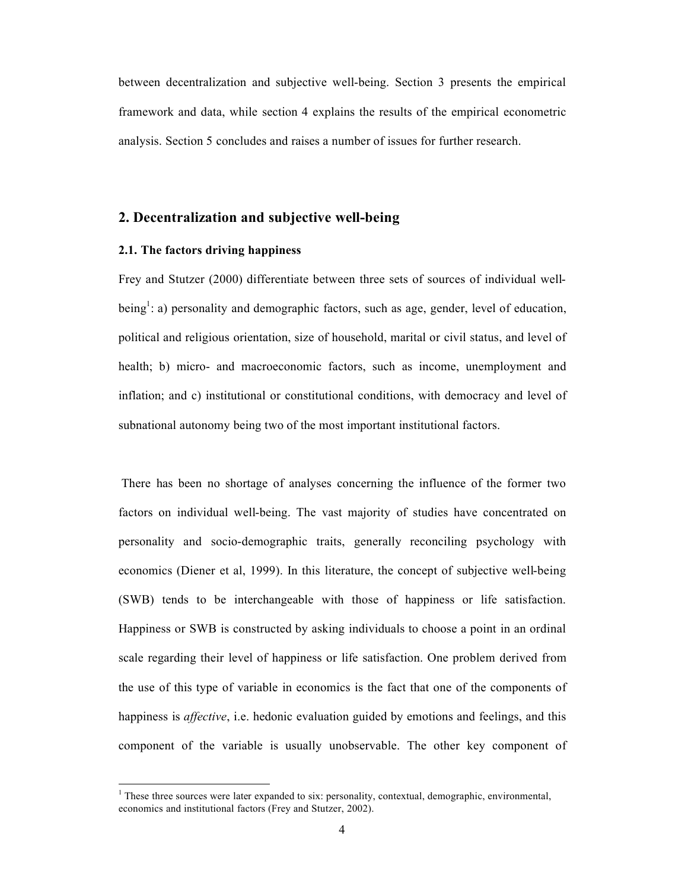between decentralization and subjective well-being. Section 3 presents the empirical framework and data, while section 4 explains the results of the empirical econometric analysis. Section 5 concludes and raises a number of issues for further research.

## 2. Decentralization and subjective well-being

### 2.1. The factors driving happiness

Frey and Stutzer (2000) differentiate between three sets of sources of individual well-being[1]: a) personality and demographic factors, such as age, gender, level of education, political and religious orientation, size of household, marital or civil status, and level of health; b) micro- and macroeconomic factors, such as income, unemployment and inflation; and c) institutional or constitutional conditions, with democracy and level of subnational autonomy being two of the most important institutional factors.

There has been no shortage of analyses concerning the influence of the former two factors on individual well-being. The vast majority of studies have concentrated on personality and socio-demographic traits, generally reconciling psychology with economics (Diener et al, 1999). In this literature, the concept of subjective well-being (SWB) tends to be interchangeable with those of happiness or life satisfaction. Happiness or SWB is constructed by asking individuals to choose a point in an ordinal scale regarding their level of happiness or life satisfaction. One problem derived from the use of this type of variable in economics is the fact that one of the components of happiness is *affective*, i.e. hedonic evaluation guided by emotions and feelings, and this component of the variable is usually unobservable. The other key component of

[1] These three sources were later expanded to six: personality, contextual, demographic, environmental, economics and institutional factors (Frey and Stutzer, 2002).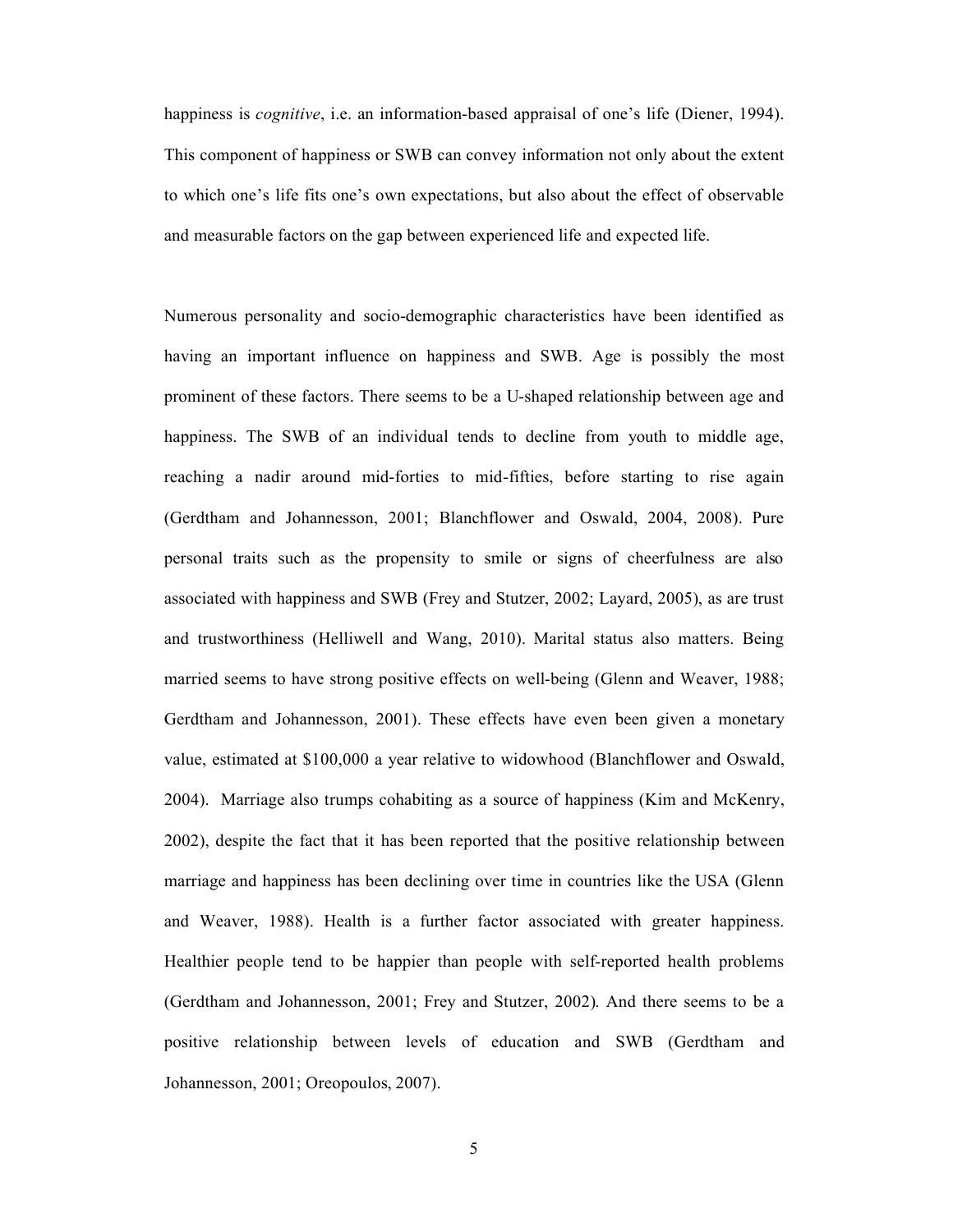happiness is *cognitive*, i.e. an information-based appraisal of one's life (Diener, 1994). This component of happiness or SWB can convey information not only about the extent to which one's life fits one's own expectations, but also about the effect of observable and measurable factors on the gap between experienced life and expected life.

Numerous personality and socio-demographic characteristics have been identified as having an important influence on happiness and SWB. Age is possibly the most prominent of these factors. There seems to be a U-shaped relationship between age and happiness. The SWB of an individual tends to decline from youth to middle age, reaching a nadir around mid-forties to mid-fifties, before starting to rise again (Gerdtham and Johannesson, 2001; Blanchflower and Oswald, 2004, 2008). Pure personal traits such as the propensity to smile or signs of cheerfulness are also associated with happiness and SWB (Frey and Stutzer, 2002; Layard, 2005), as are trust and trustworthiness (Helliwell and Wang, 2010). Marital status also matters. Being married seems to have strong positive effects on well-being (Glenn and Weaver, 1988; Gerdtham and Johannesson, 2001). These effects have even been given a monetary value, estimated at $100,000 a year relative to widowhood (Blanchflower and Oswald, 2004). Marriage also trumps cohabiting as a source of happiness (Kim and McKenry, 2002), despite the fact that it has been reported that the positive relationship between marriage and happiness has been declining over time in countries like the USA (Glenn and Weaver, 1988). Health is a further factor associated with greater happiness. Healthier people tend to be happier than people with self-reported health problems (Gerdtham and Johannesson, 2001; Frey and Stutzer, 2002). And there seems to be a positive relationship between levels of education and SWB (Gerdtham and Johannesson, 2001; Oreopoulos, 2007).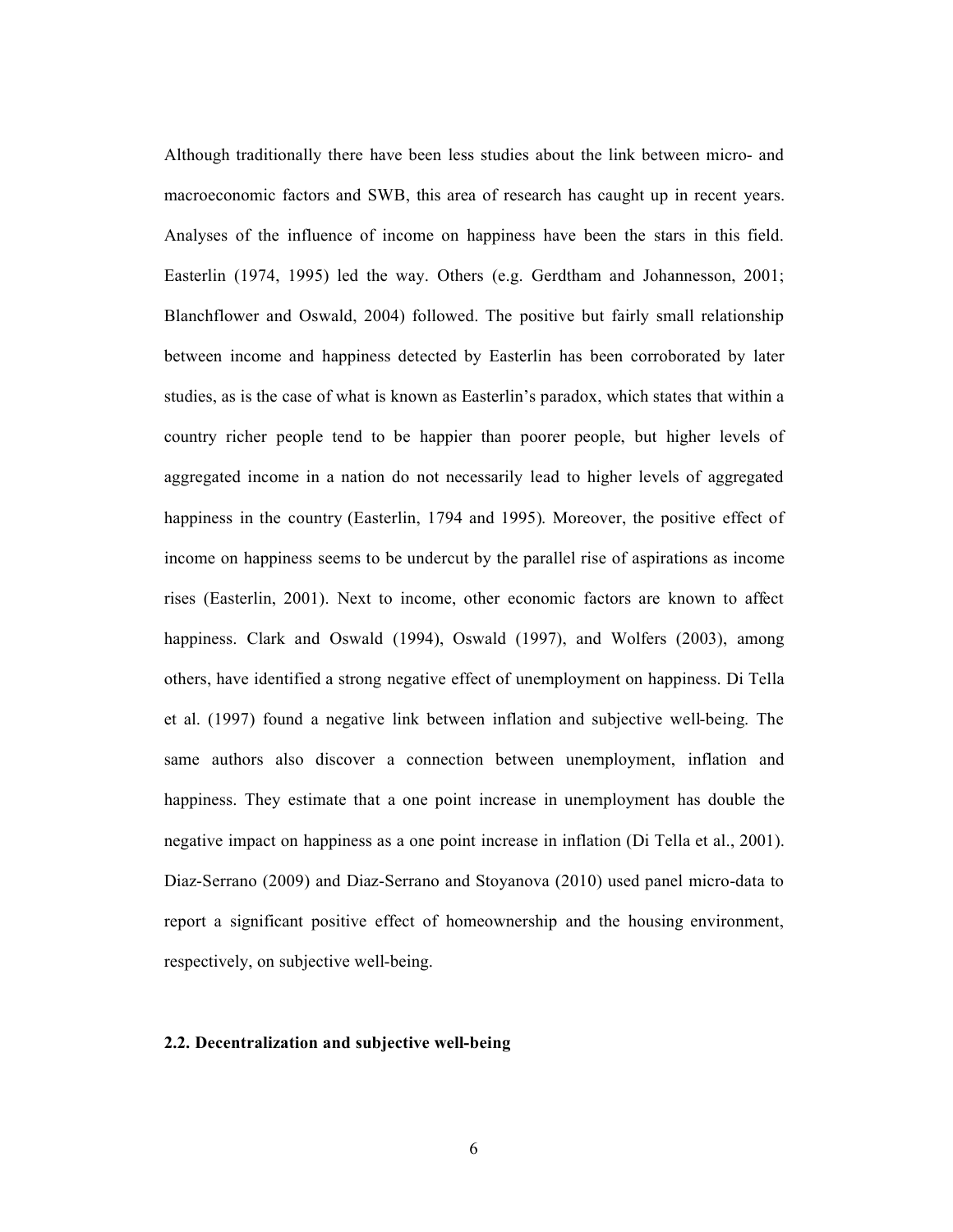Although traditionally there have been less studies about the link between micro- and macroeconomic factors and SWB, this area of research has caught up in recent years. Analyses of the influence of income on happiness have been the stars in this field. Easterlin (1974, 1995) led the way. Others (e.g. Gerdtham and Johannesson, 2001; Blanchflower and Oswald, 2004) followed. The positive but fairly small relationship between income and happiness detected by Easterlin has been corroborated by later studies, as is the case of what is known as Easterlin's paradox, which states that within a country richer people tend to be happier than poorer people, but higher levels of aggregated income in a nation do not necessarily lead to higher levels of aggregated happiness in the country (Easterlin, 1794 and 1995). Moreover, the positive effect of income on happiness seems to be undercut by the parallel rise of aspirations as income rises (Easterlin, 2001). Next to income, other economic factors are known to affect happiness. Clark and Oswald (1994), Oswald (1997), and Wolfers (2003), among others, have identified a strong negative effect of unemployment on happiness. Di Tella et al. (1997) found a negative link between inflation and subjective well-being. The same authors also discover a connection between unemployment, inflation and happiness. They estimate that a one point increase in unemployment has double the negative impact on happiness as a one point increase in inflation (Di Tella et al., 2001). Diaz-Serrano (2009) and Diaz-Serrano and Stoyanova (2010) used panel micro-data to report a significant positive effect of homeownership and the housing environment, respectively, on subjective well-being.

### 2.2. Decentralization and subjective well-being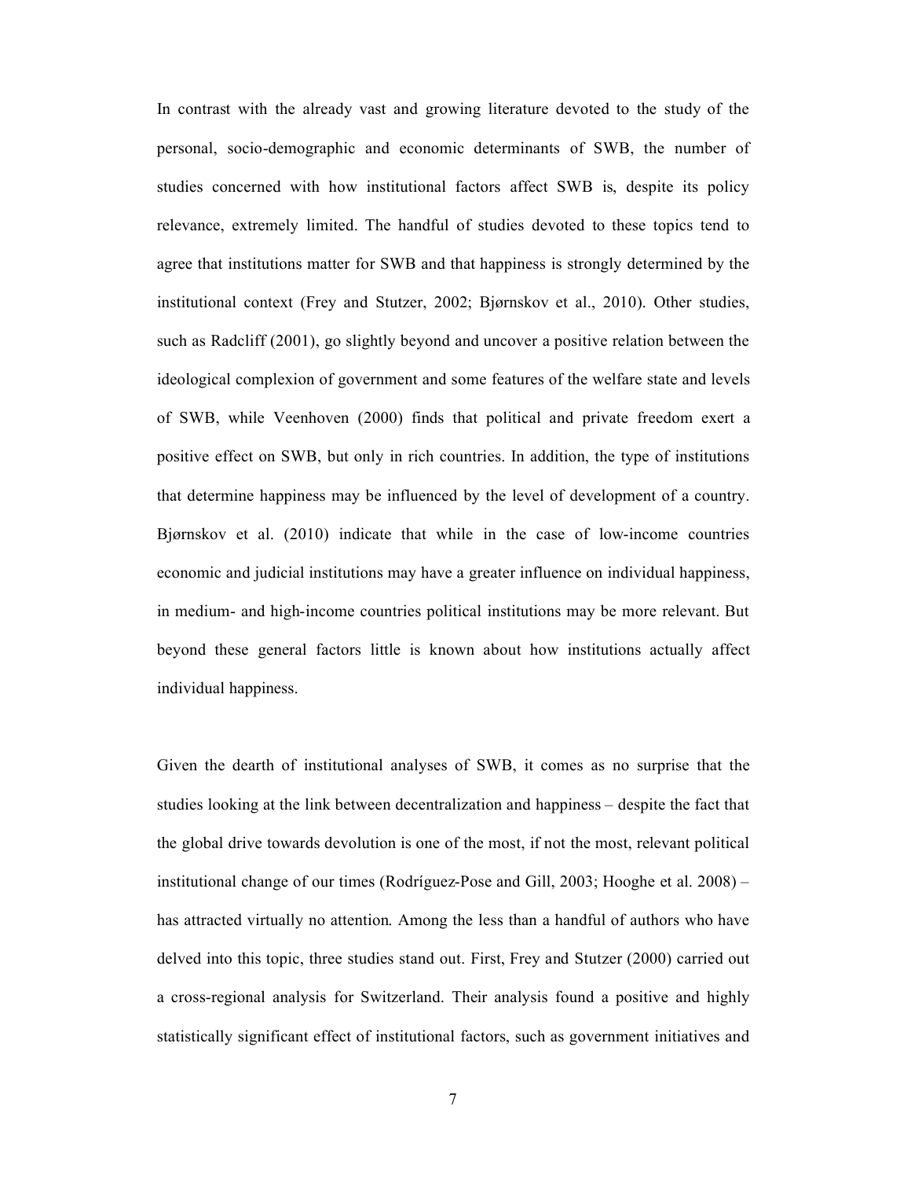In contrast with the already vast and growing literature devoted to the study of the personal, socio-demographic and economic determinants of SWB, the number of studies concerned with how institutional factors affect SWB is, despite its policy relevance, extremely limited. The handful of studies devoted to these topics tend to agree that institutions matter for SWB and that happiness is strongly determined by the institutional context (Frey and Stutzer, 2002; Bjørnskov et al., 2010). Other studies, such as Radcliff (2001), go slightly beyond and uncover a positive relation between the ideological complexion of government and some features of the welfare state and levels of SWB, while Veenhoven (2000) finds that political and private freedom exert a positive effect on SWB, but only in rich countries. In addition, the type of institutions that determine happiness may be influenced by the level of development of a country. Bjørnskov et al. (2010) indicate that while in the case of low-income countries economic and judicial institutions may have a greater influence on individual happiness, in medium- and high-income countries political institutions may be more relevant. But beyond these general factors little is known about how institutions actually affect individual happiness.

Given the dearth of institutional analyses of SWB, it comes as no surprise that the studies looking at the link between decentralization and happiness – despite the fact that the global drive towards devolution is one of the most, if not the most, relevant political institutional change of our times (Rodríguez-Pose and Gill, 2003; Hooghe et al. 2008) – has attracted virtually no attention. Among the less than a handful of authors who have delved into this topic, three studies stand out. First, Frey and Stutzer (2000) carried out a cross-regional analysis for Switzerland. Their analysis found a positive and highly statistically significant effect of institutional factors, such as government initiatives and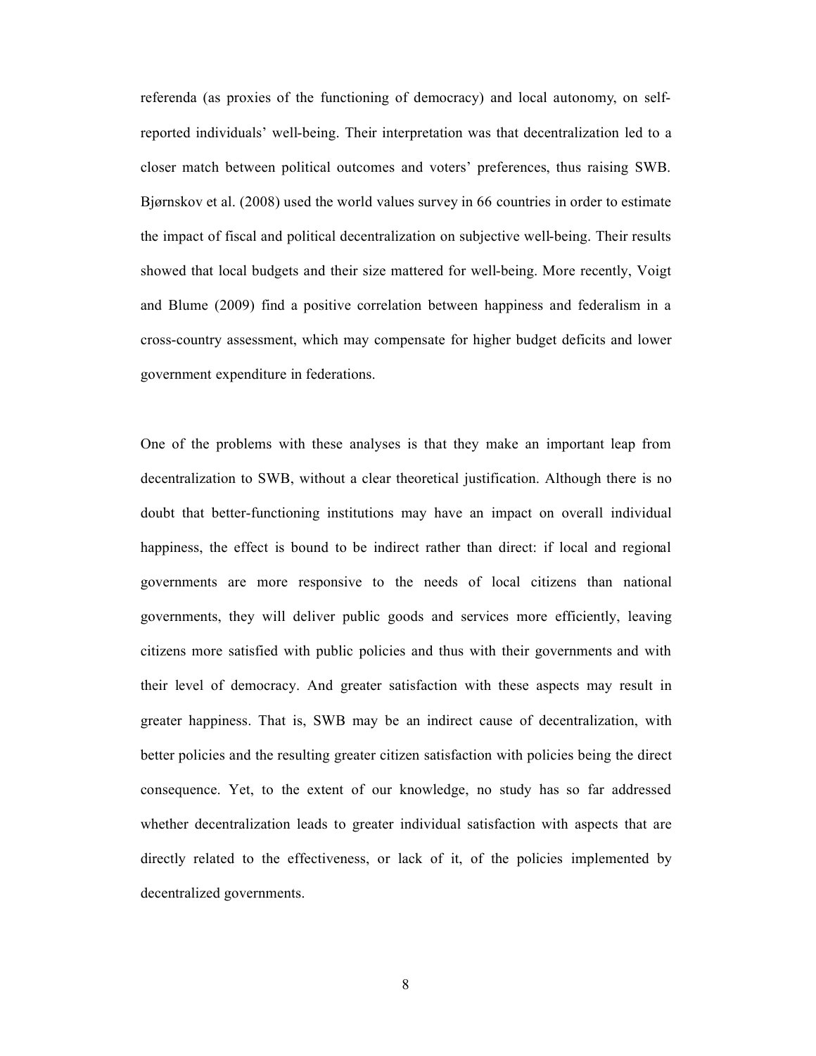referenda (as proxies of the functioning of democracy) and local autonomy, on self-reported individuals' well-being. Their interpretation was that decentralization led to a closer match between political outcomes and voters' preferences, thus raising SWB. Bjørnskov et al. (2008) used the world values survey in 66 countries in order to estimate the impact of fiscal and political decentralization on subjective well-being. Their results showed that local budgets and their size mattered for well-being. More recently, Voigt and Blume (2009) find a positive correlation between happiness and federalism in a cross-country assessment, which may compensate for higher budget deficits and lower government expenditure in federations.

One of the problems with these analyses is that they make an important leap from decentralization to SWB, without a clear theoretical justification. Although there is no doubt that better-functioning institutions may have an impact on overall individual happiness, the effect is bound to be indirect rather than direct: if local and regional governments are more responsive to the needs of local citizens than national governments, they will deliver public goods and services more efficiently, leaving citizens more satisfied with public policies and thus with their governments and with their level of democracy. And greater satisfaction with these aspects may result in greater happiness. That is, SWB may be an indirect cause of decentralization, with better policies and the resulting greater citizen satisfaction with policies being the direct consequence. Yet, to the extent of our knowledge, no study has so far addressed whether decentralization leads to greater individual satisfaction with aspects that are directly related to the effectiveness, or lack of it, of the policies implemented by decentralized governments.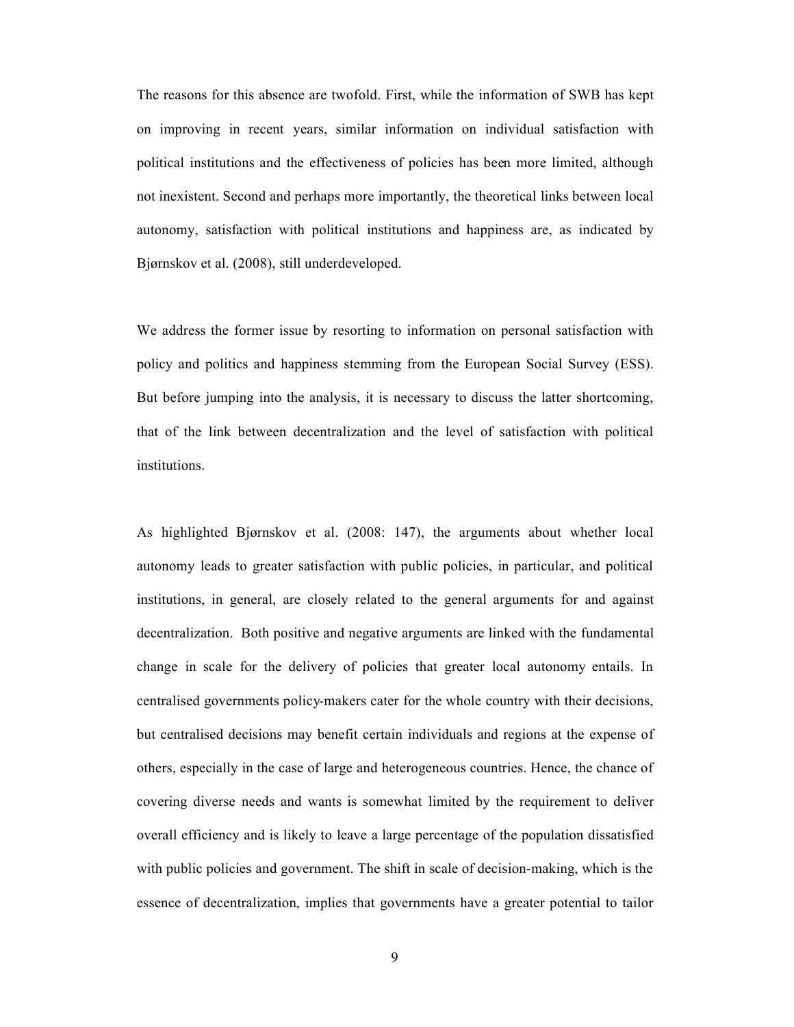The reasons for this absence are twofold. First, while the information of SWB has kept on improving in recent years, similar information on individual satisfaction with political institutions and the effectiveness of policies has been more limited, although not inexistent. Second and perhaps more importantly, the theoretical links between local autonomy, satisfaction with political institutions and happiness are, as indicated by Bjørnskov et al. (2008), still underdeveloped.

We address the former issue by resorting to information on personal satisfaction with policy and politics and happiness stemming from the European Social Survey (ESS). But before jumping into the analysis, it is necessary to discuss the latter shortcoming, that of the link between decentralization and the level of satisfaction with political institutions.

As highlighted Bjørnskov et al. (2008: 147), the arguments about whether local autonomy leads to greater satisfaction with public policies, in particular, and political institutions, in general, are closely related to the general arguments for and against decentralization. Both positive and negative arguments are linked with the fundamental change in scale for the delivery of policies that greater local autonomy entails. In centralised governments policy-makers cater for the whole country with their decisions, but centralised decisions may benefit certain individuals and regions at the expense of others, especially in the case of large and heterogeneous countries. Hence, the chance of covering diverse needs and wants is somewhat limited by the requirement to deliver overall efficiency and is likely to leave a large percentage of the population dissatisfied with public policies and government. The shift in scale of decision-making, which is the essence of decentralization, implies that governments have a greater potential to tailor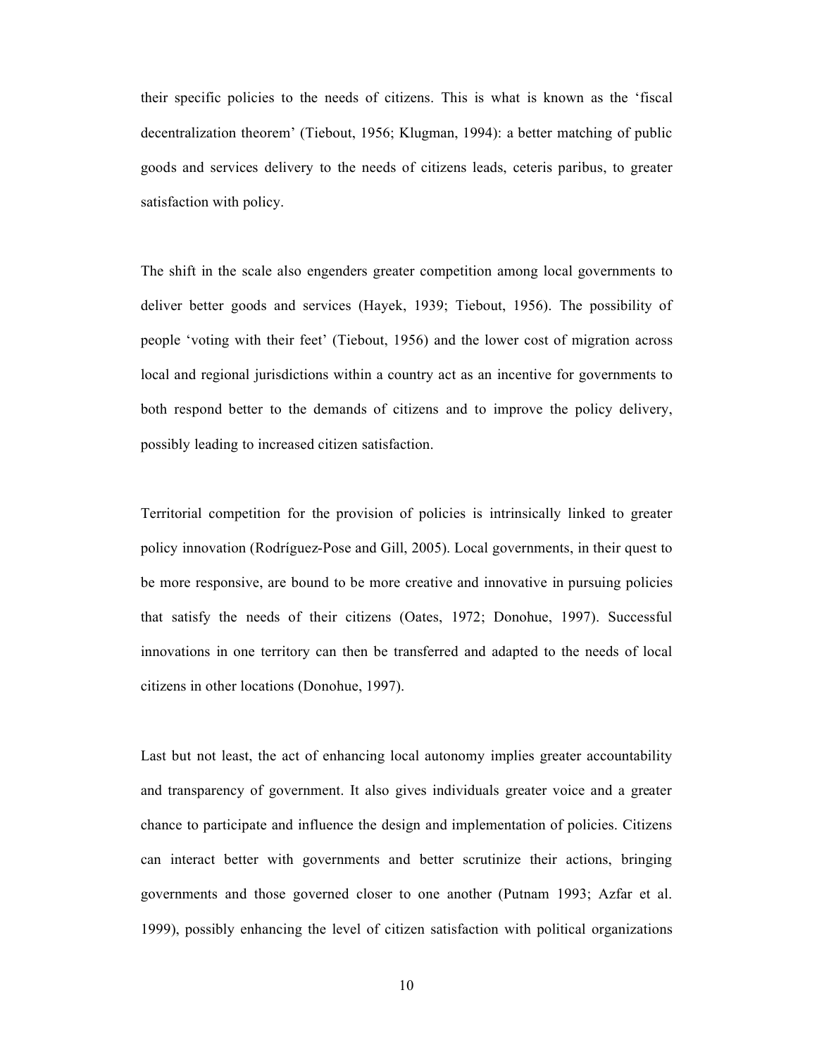their specific policies to the needs of citizens. This is what is known as the 'fiscal decentralization theorem' (Tiebout, 1956; Klugman, 1994): a better matching of public goods and services delivery to the needs of citizens leads, ceteris paribus, to greater satisfaction with policy.

The shift in the scale also engenders greater competition among local governments to deliver better goods and services (Hayek, 1939; Tiebout, 1956). The possibility of people 'voting with their feet' (Tiebout, 1956) and the lower cost of migration across local and regional jurisdictions within a country act as an incentive for governments to both respond better to the demands of citizens and to improve the policy delivery, possibly leading to increased citizen satisfaction.

Territorial competition for the provision of policies is intrinsically linked to greater policy innovation (Rodríguez-Pose and Gill, 2005). Local governments, in their quest to be more responsive, are bound to be more creative and innovative in pursuing policies that satisfy the needs of their citizens (Oates, 1972; Donohue, 1997). Successful innovations in one territory can then be transferred and adapted to the needs of local citizens in other locations (Donohue, 1997).

Last but not least, the act of enhancing local autonomy implies greater accountability and transparency of government. It also gives individuals greater voice and a greater chance to participate and influence the design and implementation of policies. Citizens can interact better with governments and better scrutinize their actions, bringing governments and those governed closer to one another (Putnam 1993; Azfar et al. 1999), possibly enhancing the level of citizen satisfaction with political organizations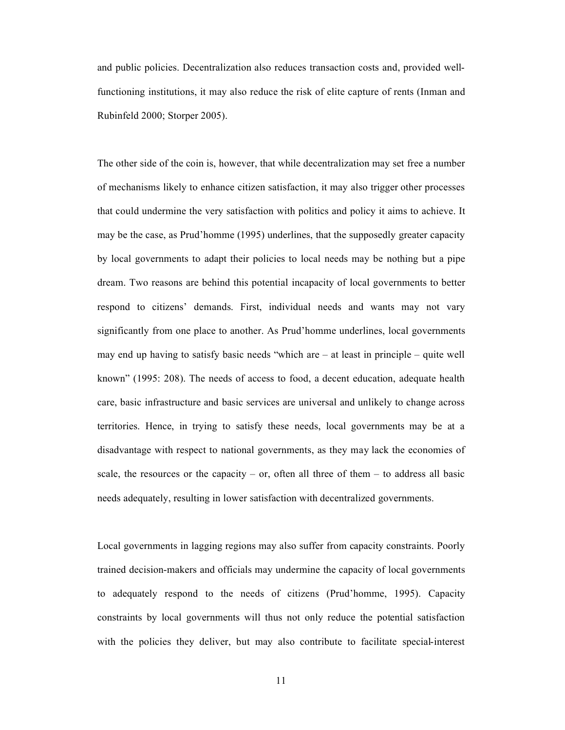and public policies. Decentralization also reduces transaction costs and, provided well-functioning institutions, it may also reduce the risk of elite capture of rents (Inman and Rubinfeld 2000; Storper 2005).

The other side of the coin is, however, that while decentralization may set free a number of mechanisms likely to enhance citizen satisfaction, it may also trigger other processes that could undermine the very satisfaction with politics and policy it aims to achieve. It may be the case, as Prud'homme (1995) underlines, that the supposedly greater capacity by local governments to adapt their policies to local needs may be nothing but a pipe dream. Two reasons are behind this potential incapacity of local governments to better respond to citizens' demands. First, individual needs and wants may not vary significantly from one place to another. As Prud'homme underlines, local governments may end up having to satisfy basic needs "which are – at least in principle – quite well known" (1995: 208). The needs of access to food, a decent education, adequate health care, basic infrastructure and basic services are universal and unlikely to change across territories. Hence, in trying to satisfy these needs, local governments may be at a disadvantage with respect to national governments, as they may lack the economies of scale, the resources or the capacity – or, often all three of them – to address all basic needs adequately, resulting in lower satisfaction with decentralized governments.

Local governments in lagging regions may also suffer from capacity constraints. Poorly trained decision-makers and officials may undermine the capacity of local governments to adequately respond to the needs of citizens (Prud'homme, 1995). Capacity constraints by local governments will thus not only reduce the potential satisfaction with the policies they deliver, but may also contribute to facilitate special-interest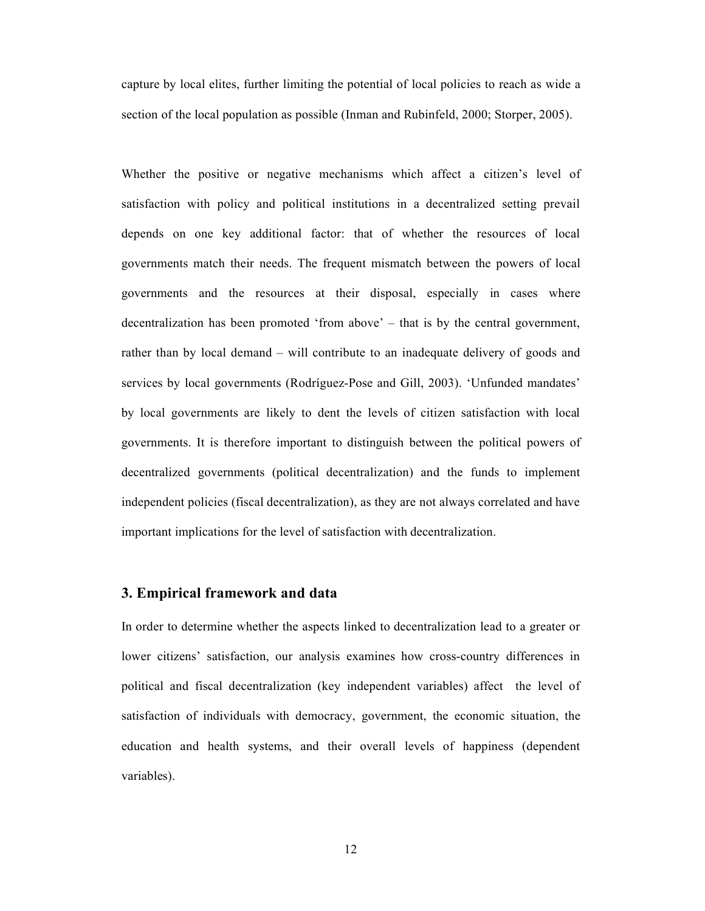capture by local elites, further limiting the potential of local policies to reach as wide a section of the local population as possible (Inman and Rubinfeld, 2000; Storper, 2005).

Whether the positive or negative mechanisms which affect a citizen's level of satisfaction with policy and political institutions in a decentralized setting prevail depends on one key additional factor: that of whether the resources of local governments match their needs. The frequent mismatch between the powers of local governments and the resources at their disposal, especially in cases where decentralization has been promoted 'from above' – that is by the central government, rather than by local demand – will contribute to an inadequate delivery of goods and services by local governments (Rodríguez-Pose and Gill, 2003). 'Unfunded mandates' by local governments are likely to dent the levels of citizen satisfaction with local governments. It is therefore important to distinguish between the political powers of decentralized governments (political decentralization) and the funds to implement independent policies (fiscal decentralization), as they are not always correlated and have important implications for the level of satisfaction with decentralization.

## 3. Empirical framework and data

In order to determine whether the aspects linked to decentralization lead to a greater or lower citizens' satisfaction, our analysis examines how cross-country differences in political and fiscal decentralization (key independent variables) affect the level of satisfaction of individuals with democracy, government, the economic situation, the education and health systems, and their overall levels of happiness (dependent variables).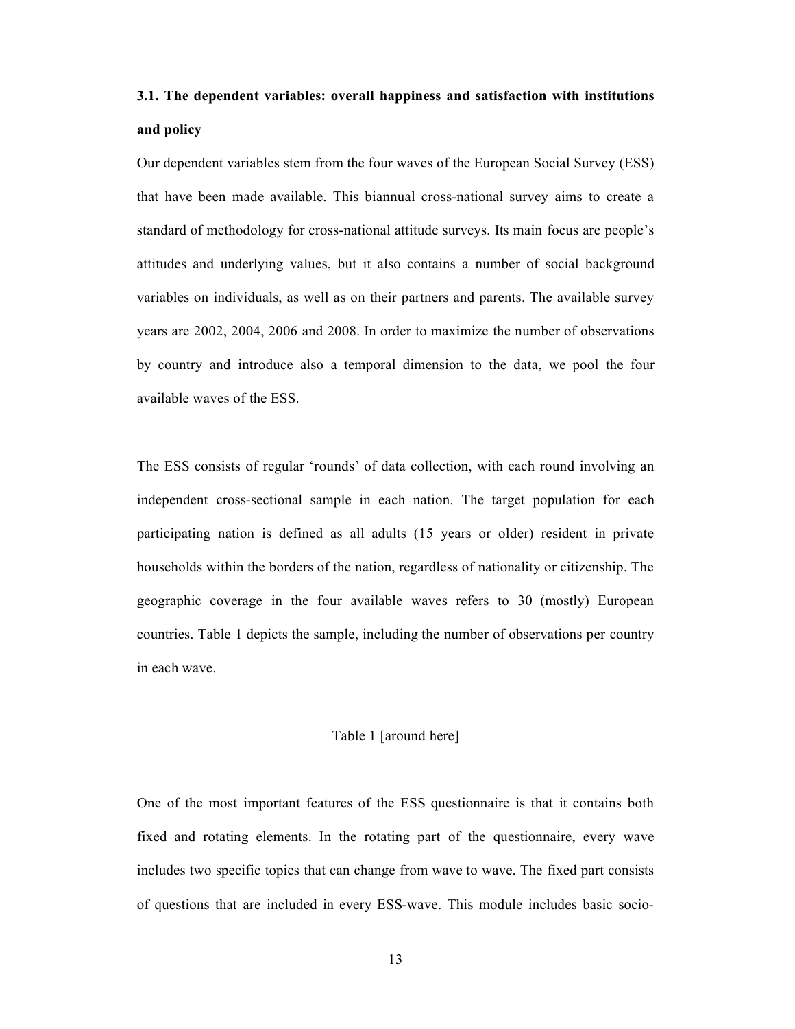### 3.1. The dependent variables: overall happiness and satisfaction with institutions and policy

Our dependent variables stem from the four waves of the European Social Survey (ESS) that have been made available. This biannual cross-national survey aims to create a standard of methodology for cross-national attitude surveys. Its main focus are people's attitudes and underlying values, but it also contains a number of social background variables on individuals, as well as on their partners and parents. The available survey years are 2002, 2004, 2006 and 2008. In order to maximize the number of observations by country and introduce also a temporal dimension to the data, we pool the four available waves of the ESS.

The ESS consists of regular 'rounds' of data collection, with each round involving an independent cross-sectional sample in each nation. The target population for each participating nation is defined as all adults (15 years or older) resident in private households within the borders of the nation, regardless of nationality or citizenship. The geographic coverage in the four available waves refers to 30 (mostly) European countries. Table 1 depicts the sample, including the number of observations per country in each wave.

Table 1 [around here]

One of the most important features of the ESS questionnaire is that it contains both fixed and rotating elements. In the rotating part of the questionnaire, every wave includes two specific topics that can change from wave to wave. The fixed part consists of questions that are included in every ESS-wave. This module includes basic socio-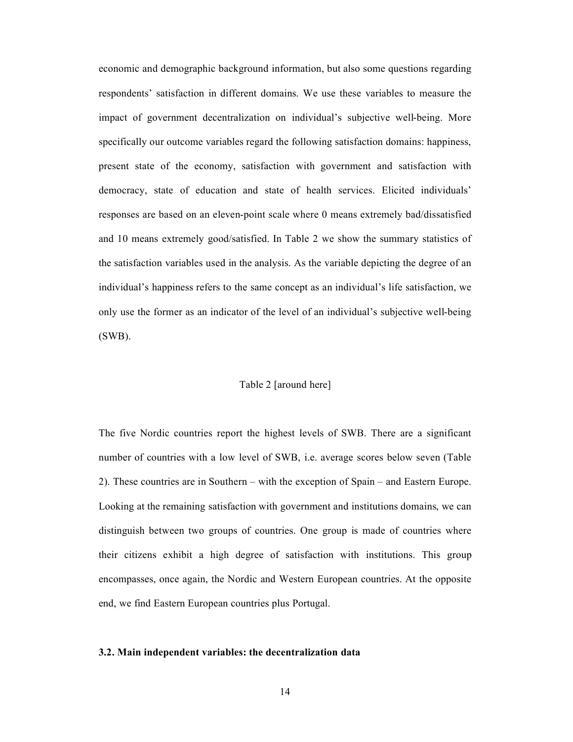economic and demographic background information, but also some questions regarding respondents' satisfaction in different domains. We use these variables to measure the impact of government decentralization on individual's subjective well-being. More specifically our outcome variables regard the following satisfaction domains: happiness, present state of the economy, satisfaction with government and satisfaction with democracy, state of education and state of health services. Elicited individuals' responses are based on an eleven-point scale where 0 means extremely bad/dissatisfied and 10 means extremely good/satisfied. In Table 2 we show the summary statistics of the satisfaction variables used in the analysis. As the variable depicting the degree of an individual's happiness refers to the same concept as an individual's life satisfaction, we only use the former as an indicator of the level of an individual's subjective well-being (SWB).

Table 2 [around here]

The five Nordic countries report the highest levels of SWB. There are a significant number of countries with a low level of SWB, i.e. average scores below seven (Table 2). These countries are in Southern – with the exception of Spain – and Eastern Europe. Looking at the remaining satisfaction with government and institutions domains, we can distinguish between two groups of countries. One group is made of countries where their citizens exhibit a high degree of satisfaction with institutions. This group encompasses, once again, the Nordic and Western European countries. At the opposite end, we find Eastern European countries plus Portugal.

### 3.2. Main independent variables: the decentralization data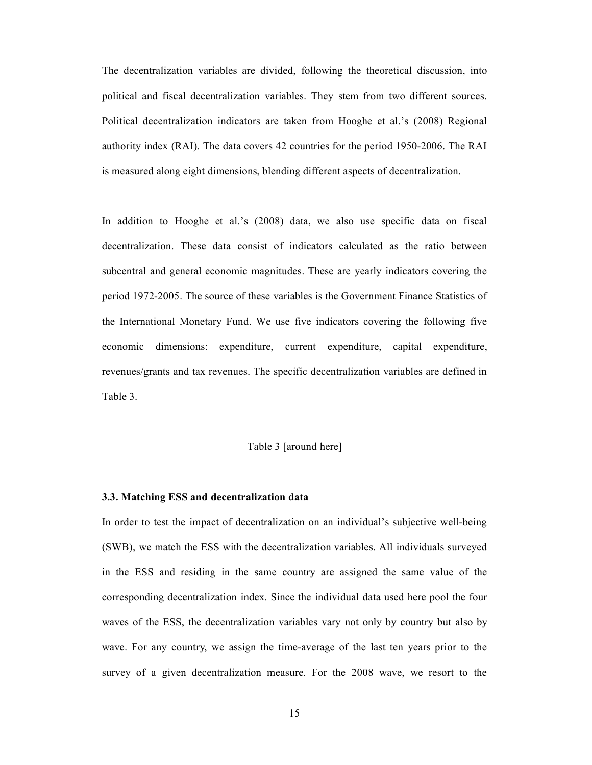The decentralization variables are divided, following the theoretical discussion, into political and fiscal decentralization variables. They stem from two different sources. Political decentralization indicators are taken from Hooghe et al.'s (2008) Regional authority index (RAI). The data covers 42 countries for the period 1950-2006. The RAI is measured along eight dimensions, blending different aspects of decentralization.

In addition to Hooghe et al.'s (2008) data, we also use specific data on fiscal decentralization. These data consist of indicators calculated as the ratio between subcentral and general economic magnitudes. These are yearly indicators covering the period 1972-2005. The source of these variables is the Government Finance Statistics of the International Monetary Fund. We use five indicators covering the following five economic dimensions: expenditure, current expenditure, capital expenditure, revenues/grants and tax revenues. The specific decentralization variables are defined in Table 3.

Table 3 [around here]

### 3.3. Matching ESS and decentralization data

In order to test the impact of decentralization on an individual's subjective well-being (SWB), we match the ESS with the decentralization variables. All individuals surveyed in the ESS and residing in the same country are assigned the same value of the corresponding decentralization index. Since the individual data used here pool the four waves of the ESS, the decentralization variables vary not only by country but also by wave. For any country, we assign the time-average of the last ten years prior to the survey of a given decentralization measure. For the 2008 wave, we resort to the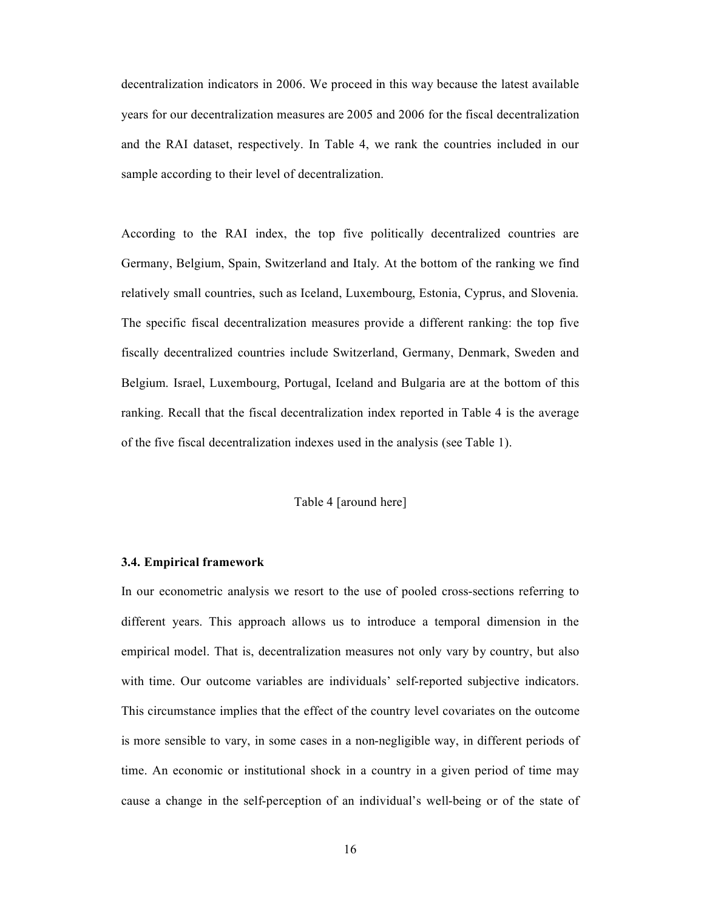decentralization indicators in 2006. We proceed in this way because the latest available years for our decentralization measures are 2005 and 2006 for the fiscal decentralization and the RAI dataset, respectively. In Table 4, we rank the countries included in our sample according to their level of decentralization.

According to the RAI index, the top five politically decentralized countries are Germany, Belgium, Spain, Switzerland and Italy. At the bottom of the ranking we find relatively small countries, such as Iceland, Luxembourg, Estonia, Cyprus, and Slovenia. The specific fiscal decentralization measures provide a different ranking: the top five fiscally decentralized countries include Switzerland, Germany, Denmark, Sweden and Belgium. Israel, Luxembourg, Portugal, Iceland and Bulgaria are at the bottom of this ranking. Recall that the fiscal decentralization index reported in Table 4 is the average of the five fiscal decentralization indexes used in the analysis (see Table 1).

Table 4 [around here]

### 3.4. Empirical framework

In our econometric analysis we resort to the use of pooled cross-sections referring to different years. This approach allows us to introduce a temporal dimension in the empirical model. That is, decentralization measures not only vary by country, but also with time. Our outcome variables are individuals' self-reported subjective indicators. This circumstance implies that the effect of the country level covariates on the outcome is more sensible to vary, in some cases in a non-negligible way, in different periods of time. An economic or institutional shock in a country in a given period of time may cause a change in the self-perception of an individual's well-being or of the state of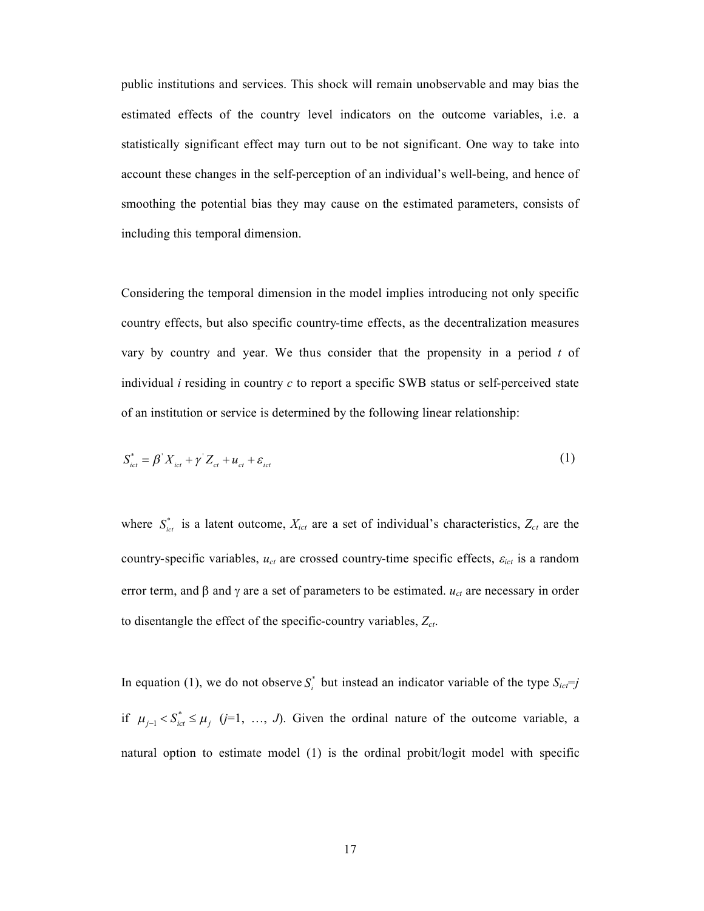public institutions and services. This shock will remain unobservable and may bias the estimated effects of the country level indicators on the outcome variables, i.e. a statistically significant effect may turn out to be not significant. One way to take into account these changes in the self-perception of an individual's well-being, and hence of smoothing the potential bias they may cause on the estimated parameters, consists of including this temporal dimension.

Considering the temporal dimension in the model implies introducing not only specific country effects, but also specific country-time effects, as the decentralization measures vary by country and year. We thus consider that the propensity in a period $t$ of individual $i$ residing in country $c$ to report a specific SWB status or self-perceived state of an institution or service is determined by the following linear relationship:

$$S^{*}_{ict} = \beta^{'} X_{ict} + \gamma^{'} Z_{ct} + u_{ct} + \varepsilon_{ict} \tag{1}$$

where $S^{*}_{ict}$ is a latent outcome, $X_{ict}$ are a set of individual's characteristics, $Z_{ct}$ are the country-specific variables, $u_{ct}$ are crossed country-time specific effects, $\varepsilon_{ict}$ is a random error term, and $\beta$ and $\gamma$ are a set of parameters to be estimated. $u_{ct}$ are necessary in order to disentangle the effect of the specific-country variables, $Z_{ct}$.

In equation (1), we do not observe $S^{*}_{i}$ but instead an indicator variable of the type $S_{ict}=j$ if $\mu_{j-1} < S^{*}_{ict} \leq \mu_{j}$ ($j$=1, …, $J$). Given the ordinal nature of the outcome variable, a natural option to estimate model (1) is the ordinal probit/logit model with specific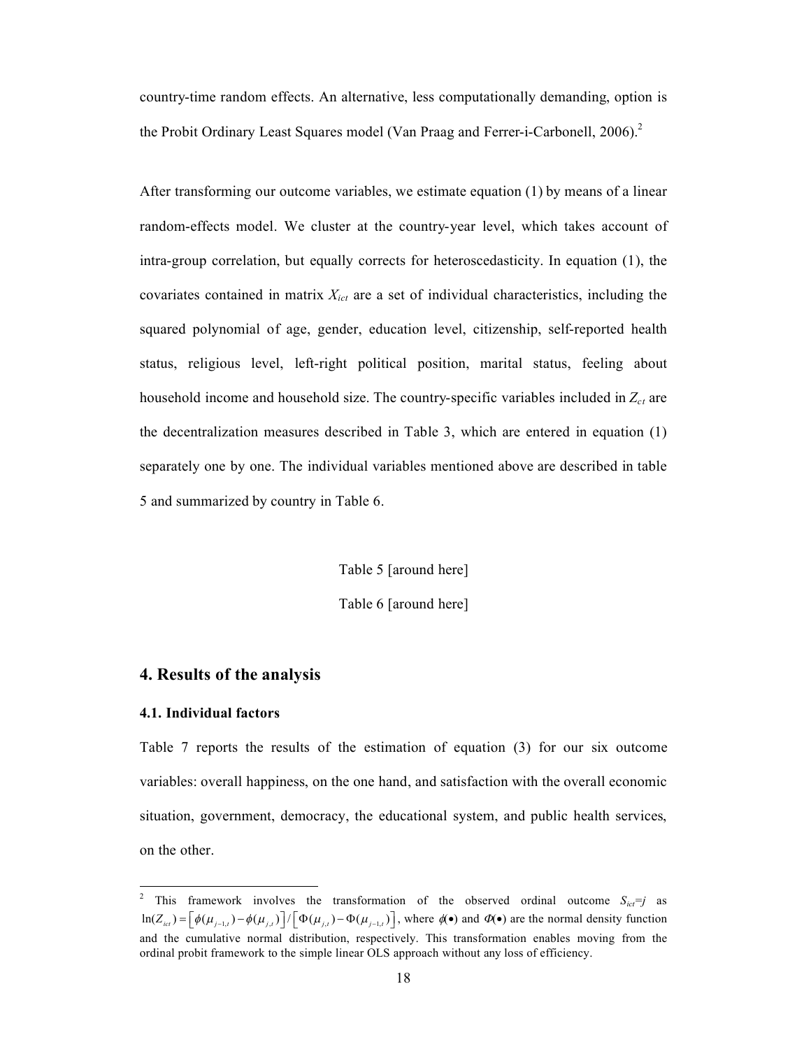country-time random effects. An alternative, less computationally demanding, option is the Probit Ordinary Least Squares model (Van Praag and Ferrer-i-Carbonell, 2006).[2]

After transforming our outcome variables, we estimate equation (1) by means of a linear random-effects model. We cluster at the country-year level, which takes account of intra-group correlation, but equally corrects for heteroscedasticity. In equation (1), the covariates contained in matrix $X_{ict}$ are a set of individual characteristics, including the squared polynomial of age, gender, education level, citizenship, self-reported health status, religious level, left-right political position, marital status, feeling about household income and household size. The country-specific variables included in $Z_{ct}$ are the decentralization measures described in Table 3, which are entered in equation (1) separately one by one. The individual variables mentioned above are described in table 5 and summarized by country in Table 6.

Table 5 [around here]

Table 6 [around here]

## 4. Results of the analysis

### 4.1. Individual factors

Table 7 reports the results of the estimation of equation (3) for our six outcome variables: overall happiness, on the one hand, and satisfaction with the overall economic situation, government, democracy, the educational system, and public health services, on the other.

---

[2] This framework involves the transformation of the observed ordinal outcome $S_{ict}=j$ as $\ln(Z_{ict}) = \left[\phi(\mu_{j-1,t}) - \phi(\mu_{j,t})\right] / \left[\Phi(\mu_{j,t}) - \Phi(\mu_{j-1,t})\right]$, where $\phi(\bullet)$ and $\Phi(\bullet)$ are the normal density function and the cumulative normal distribution, respectively. This transformation enables moving from the ordinal probit framework to the simple linear OLS approach without any loss of efficiency.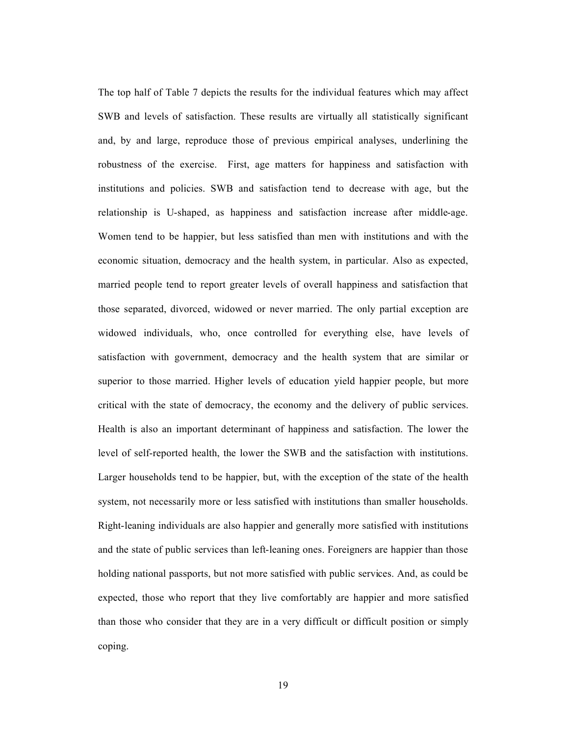The top half of Table 7 depicts the results for the individual features which may affect SWB and levels of satisfaction. These results are virtually all statistically significant and, by and large, reproduce those of previous empirical analyses, underlining the robustness of the exercise. First, age matters for happiness and satisfaction with institutions and policies. SWB and satisfaction tend to decrease with age, but the relationship is U-shaped, as happiness and satisfaction increase after middle-age. Women tend to be happier, but less satisfied than men with institutions and with the economic situation, democracy and the health system, in particular. Also as expected, married people tend to report greater levels of overall happiness and satisfaction that those separated, divorced, widowed or never married. The only partial exception are widowed individuals, who, once controlled for everything else, have levels of satisfaction with government, democracy and the health system that are similar or superior to those married. Higher levels of education yield happier people, but more critical with the state of democracy, the economy and the delivery of public services. Health is also an important determinant of happiness and satisfaction. The lower the level of self-reported health, the lower the SWB and the satisfaction with institutions. Larger households tend to be happier, but, with the exception of the state of the health system, not necessarily more or less satisfied with institutions than smaller households. Right-leaning individuals are also happier and generally more satisfied with institutions and the state of public services than left-leaning ones. Foreigners are happier than those holding national passports, but not more satisfied with public services. And, as could be expected, those who report that they live comfortably are happier and more satisfied than those who consider that they are in a very difficult or difficult position or simply coping.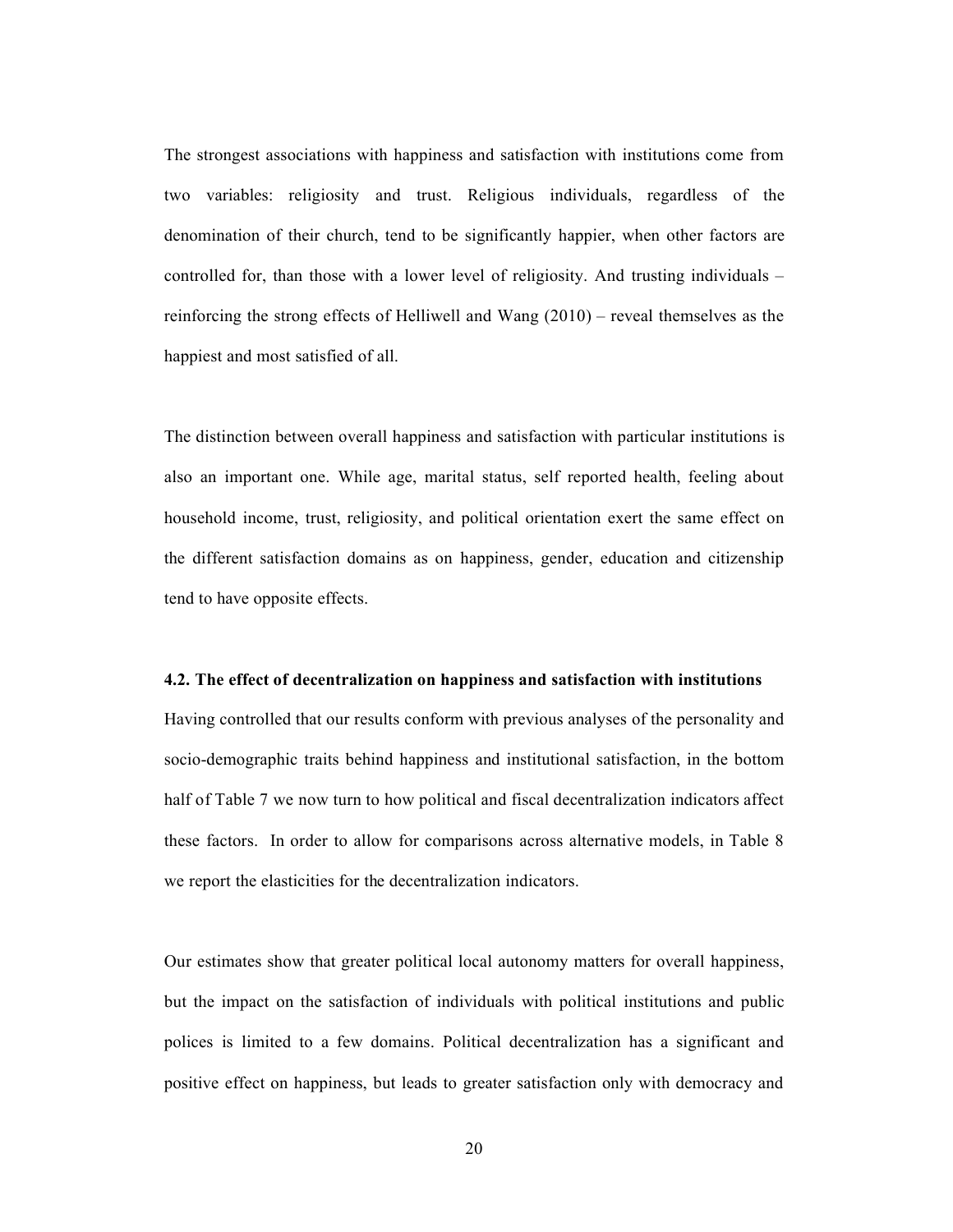The strongest associations with happiness and satisfaction with institutions come from two variables: religiosity and trust. Religious individuals, regardless of the denomination of their church, tend to be significantly happier, when other factors are controlled for, than those with a lower level of religiosity. And trusting individuals – reinforcing the strong effects of Helliwell and Wang (2010) – reveal themselves as the happiest and most satisfied of all.

The distinction between overall happiness and satisfaction with particular institutions is also an important one. While age, marital status, self reported health, feeling about household income, trust, religiosity, and political orientation exert the same effect on the different satisfaction domains as on happiness, gender, education and citizenship tend to have opposite effects.

### 4.2. The effect of decentralization on happiness and satisfaction with institutions

Having controlled that our results conform with previous analyses of the personality and socio-demographic traits behind happiness and institutional satisfaction, in the bottom half of Table 7 we now turn to how political and fiscal decentralization indicators affect these factors. In order to allow for comparisons across alternative models, in Table 8 we report the elasticities for the decentralization indicators.

Our estimates show that greater political local autonomy matters for overall happiness, but the impact on the satisfaction of individuals with political institutions and public polices is limited to a few domains. Political decentralization has a significant and positive effect on happiness, but leads to greater satisfaction only with democracy and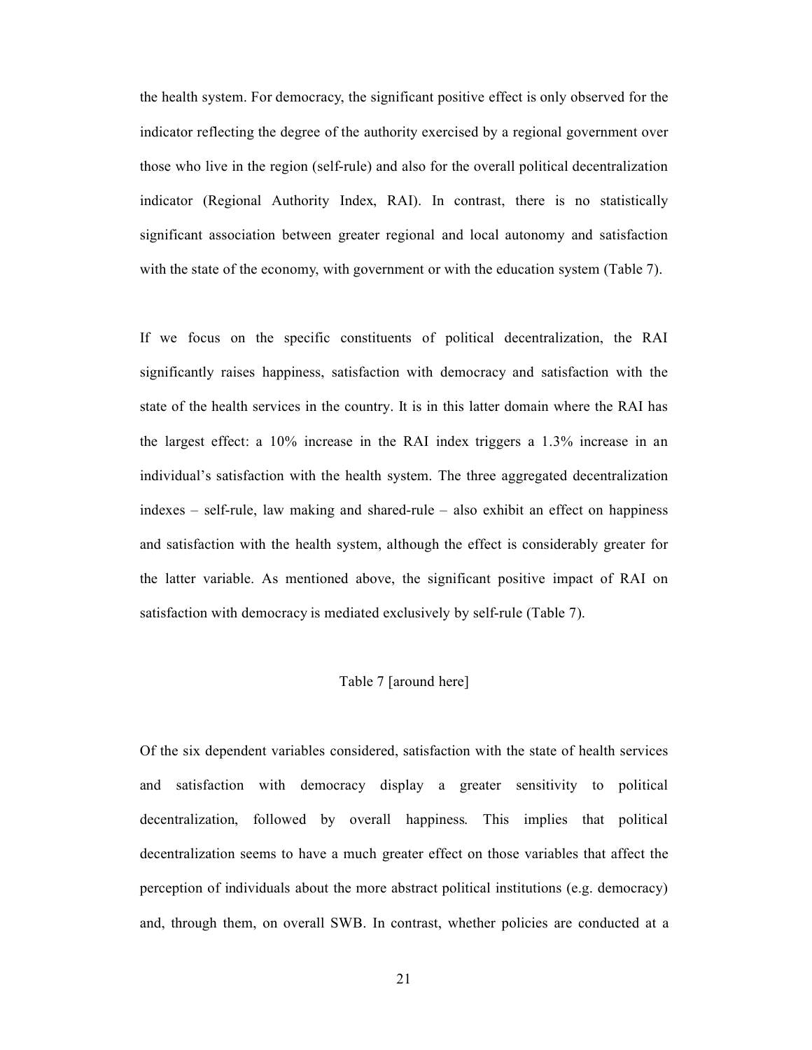the health system. For democracy, the significant positive effect is only observed for the indicator reflecting the degree of the authority exercised by a regional government over those who live in the region (self-rule) and also for the overall political decentralization indicator (Regional Authority Index, RAI). In contrast, there is no statistically significant association between greater regional and local autonomy and satisfaction with the state of the economy, with government or with the education system (Table 7).

If we focus on the specific constituents of political decentralization, the RAI significantly raises happiness, satisfaction with democracy and satisfaction with the state of the health services in the country. It is in this latter domain where the RAI has the largest effect: a 10% increase in the RAI index triggers a 1.3% increase in an individual's satisfaction with the health system. The three aggregated decentralization indexes – self-rule, law making and shared-rule – also exhibit an effect on happiness and satisfaction with the health system, although the effect is considerably greater for the latter variable. As mentioned above, the significant positive impact of RAI on satisfaction with democracy is mediated exclusively by self-rule (Table 7).

Table 7 [around here]

Of the six dependent variables considered, satisfaction with the state of health services and satisfaction with democracy display a greater sensitivity to political decentralization, followed by overall happiness. This implies that political decentralization seems to have a much greater effect on those variables that affect the perception of individuals about the more abstract political institutions (e.g. democracy) and, through them, on overall SWB. In contrast, whether policies are conducted at a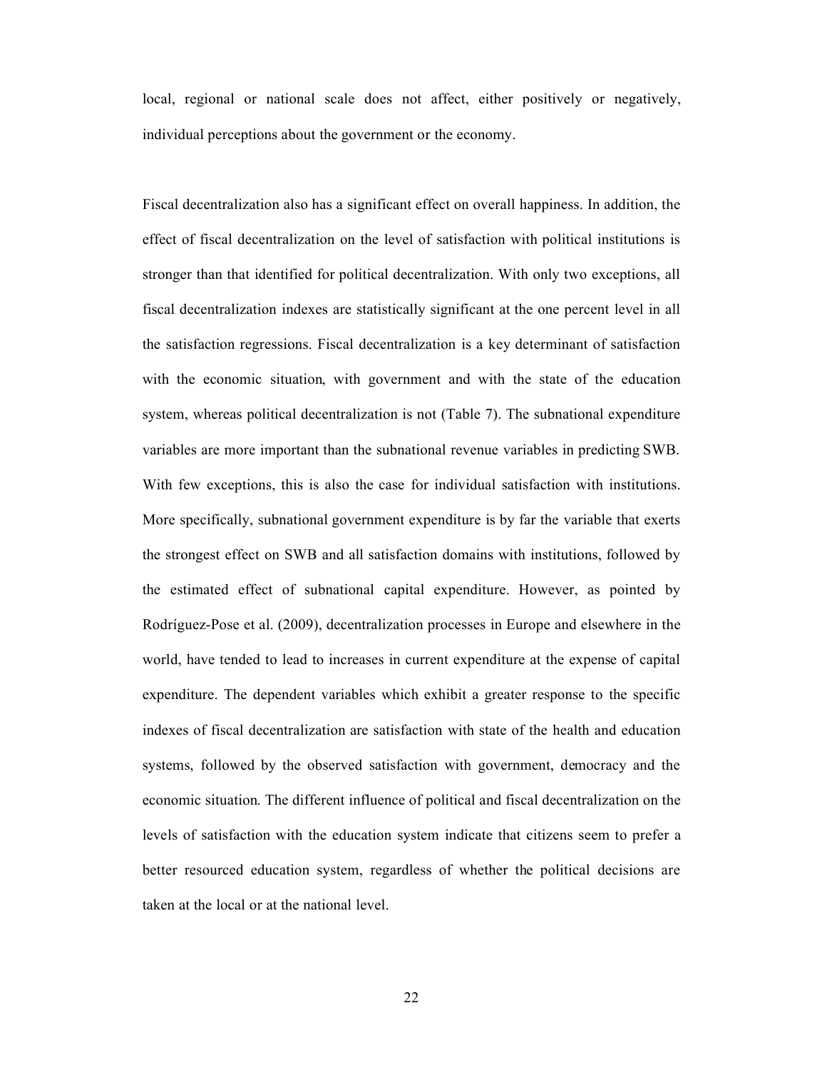local, regional or national scale does not affect, either positively or negatively, individual perceptions about the government or the economy.

Fiscal decentralization also has a significant effect on overall happiness. In addition, the effect of fiscal decentralization on the level of satisfaction with political institutions is stronger than that identified for political decentralization. With only two exceptions, all fiscal decentralization indexes are statistically significant at the one percent level in all the satisfaction regressions. Fiscal decentralization is a key determinant of satisfaction with the economic situation, with government and with the state of the education system, whereas political decentralization is not (Table 7). The subnational expenditure variables are more important than the subnational revenue variables in predicting SWB. With few exceptions, this is also the case for individual satisfaction with institutions. More specifically, subnational government expenditure is by far the variable that exerts the strongest effect on SWB and all satisfaction domains with institutions, followed by the estimated effect of subnational capital expenditure. However, as pointed by Rodríguez-Pose et al. (2009), decentralization processes in Europe and elsewhere in the world, have tended to lead to increases in current expenditure at the expense of capital expenditure. The dependent variables which exhibit a greater response to the specific indexes of fiscal decentralization are satisfaction with state of the health and education systems, followed by the observed satisfaction with government, democracy and the economic situation. The different influence of political and fiscal decentralization on the levels of satisfaction with the education system indicate that citizens seem to prefer a better resourced education system, regardless of whether the political decisions are taken at the local or at the national level.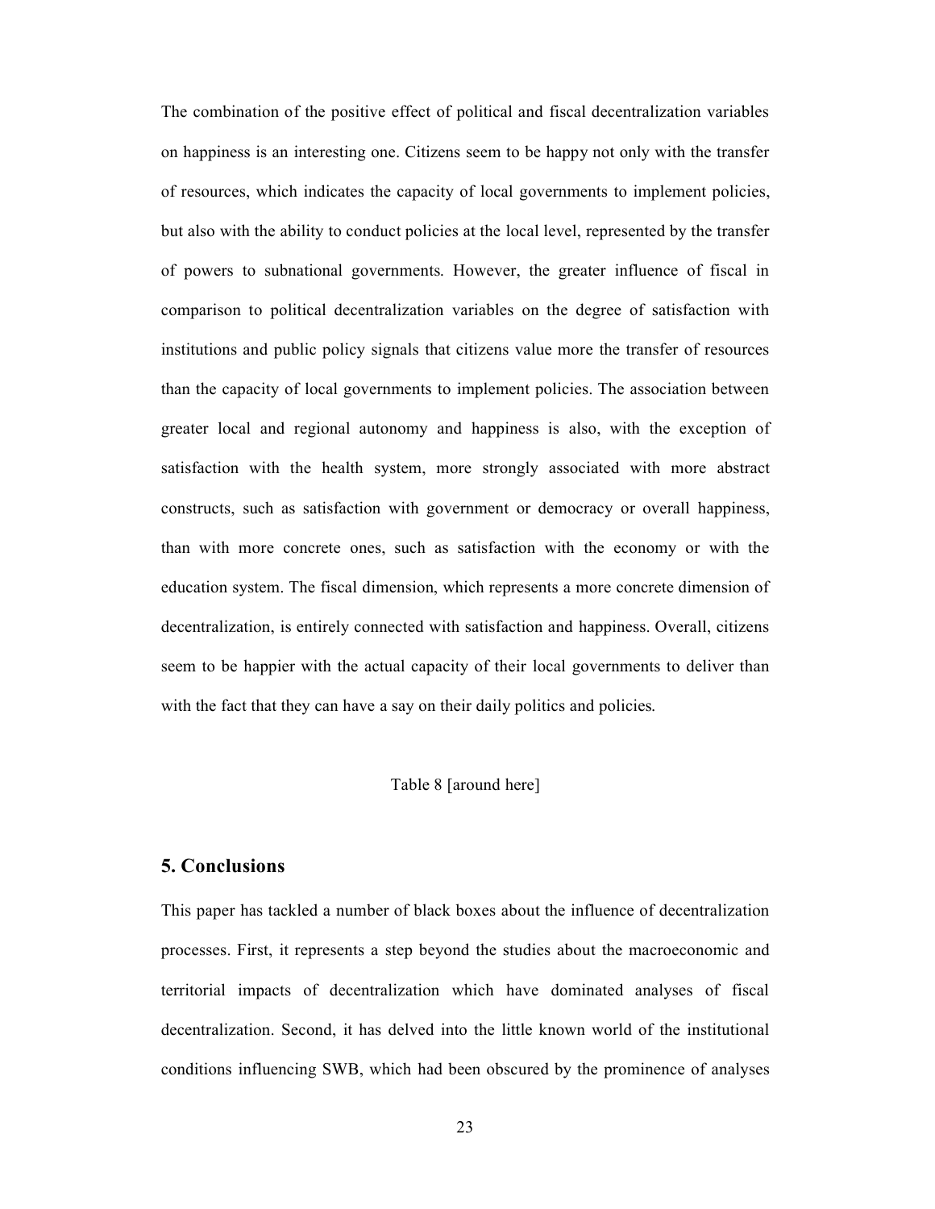The combination of the positive effect of political and fiscal decentralization variables on happiness is an interesting one. Citizens seem to be happy not only with the transfer of resources, which indicates the capacity of local governments to implement policies, but also with the ability to conduct policies at the local level, represented by the transfer of powers to subnational governments. However, the greater influence of fiscal in comparison to political decentralization variables on the degree of satisfaction with institutions and public policy signals that citizens value more the transfer of resources than the capacity of local governments to implement policies. The association between greater local and regional autonomy and happiness is also, with the exception of satisfaction with the health system, more strongly associated with more abstract constructs, such as satisfaction with government or democracy or overall happiness, than with more concrete ones, such as satisfaction with the economy or with the education system. The fiscal dimension, which represents a more concrete dimension of decentralization, is entirely connected with satisfaction and happiness. Overall, citizens seem to be happier with the actual capacity of their local governments to deliver than with the fact that they can have a say on their daily politics and policies.

Table 8 [around here]

## 5. Conclusions

This paper has tackled a number of black boxes about the influence of decentralization processes. First, it represents a step beyond the studies about the macroeconomic and territorial impacts of decentralization which have dominated analyses of fiscal decentralization. Second, it has delved into the little known world of the institutional conditions influencing SWB, which had been obscured by the prominence of analyses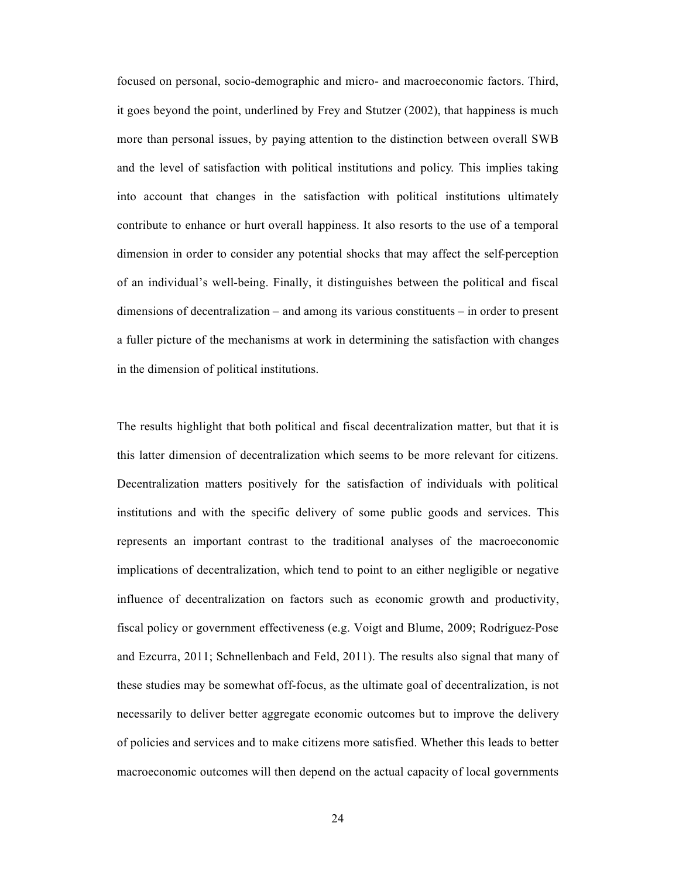focused on personal, socio-demographic and micro- and macroeconomic factors. Third, it goes beyond the point, underlined by Frey and Stutzer (2002), that happiness is much more than personal issues, by paying attention to the distinction between overall SWB and the level of satisfaction with political institutions and policy. This implies taking into account that changes in the satisfaction with political institutions ultimately contribute to enhance or hurt overall happiness. It also resorts to the use of a temporal dimension in order to consider any potential shocks that may affect the self-perception of an individual's well-being. Finally, it distinguishes between the political and fiscal dimensions of decentralization – and among its various constituents – in order to present a fuller picture of the mechanisms at work in determining the satisfaction with changes in the dimension of political institutions.

The results highlight that both political and fiscal decentralization matter, but that it is this latter dimension of decentralization which seems to be more relevant for citizens. Decentralization matters positively for the satisfaction of individuals with political institutions and with the specific delivery of some public goods and services. This represents an important contrast to the traditional analyses of the macroeconomic implications of decentralization, which tend to point to an either negligible or negative influence of decentralization on factors such as economic growth and productivity, fiscal policy or government effectiveness (e.g. Voigt and Blume, 2009; Rodríguez-Pose and Ezcurra, 2011; Schnellenbach and Feld, 2011). The results also signal that many of these studies may be somewhat off-focus, as the ultimate goal of decentralization, is not necessarily to deliver better aggregate economic outcomes but to improve the delivery of policies and services and to make citizens more satisfied. Whether this leads to better macroeconomic outcomes will then depend on the actual capacity of local governments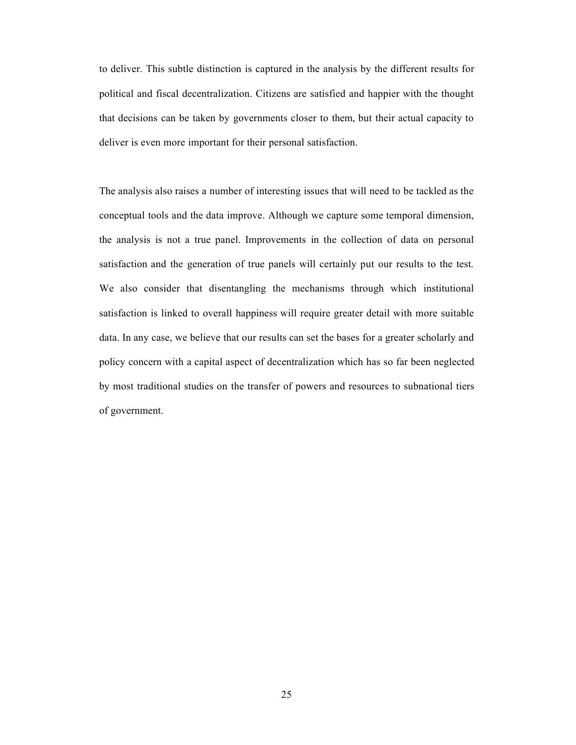to deliver. This subtle distinction is captured in the analysis by the different results for political and fiscal decentralization. Citizens are satisfied and happier with the thought that decisions can be taken by governments closer to them, but their actual capacity to deliver is even more important for their personal satisfaction.

The analysis also raises a number of interesting issues that will need to be tackled as the conceptual tools and the data improve. Although we capture some temporal dimension, the analysis is not a true panel. Improvements in the collection of data on personal satisfaction and the generation of true panels will certainly put our results to the test. We also consider that disentangling the mechanisms through which institutional satisfaction is linked to overall happiness will require greater detail with more suitable data. In any case, we believe that our results can set the bases for a greater scholarly and policy concern with a capital aspect of decentralization which has so far been neglected by most traditional studies on the transfer of powers and resources to subnational tiers of government.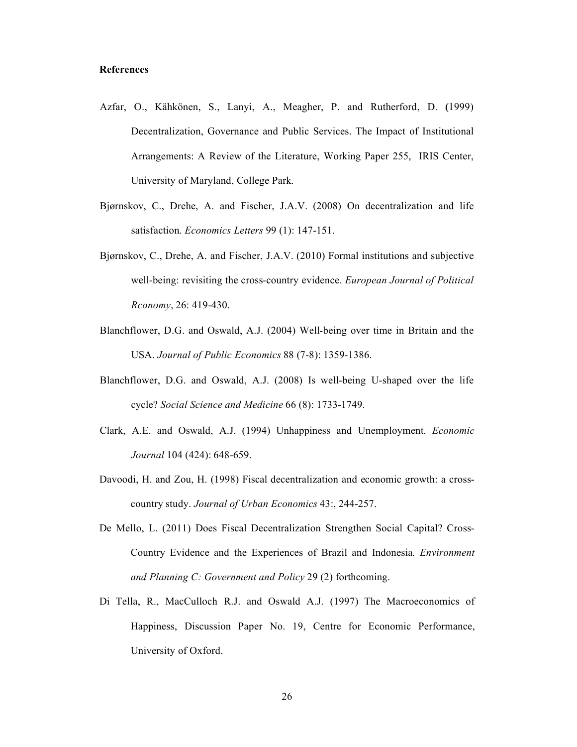**References**

Azfar, O., Kähkönen, S., Lanyi, A., Meagher, P. and Rutherford, D. (1999) Decentralization, Governance and Public Services. The Impact of Institutional Arrangements: A Review of the Literature, Working Paper 255, IRIS Center, University of Maryland, College Park.

Bjørnskov, C., Drehe, A. and Fischer, J.A.V. (2008) On decentralization and life satisfaction. *Economics Letters* 99 (1): 147-151.

Bjørnskov, C., Drehe, A. and Fischer, J.A.V. (2010) Formal institutions and subjective well-being: revisiting the cross-country evidence. *European Journal of Political Rconomy*, 26: 419-430.

Blanchflower, D.G. and Oswald, A.J. (2004) Well-being over time in Britain and the USA. *Journal of Public Economics* 88 (7-8): 1359-1386.

Blanchflower, D.G. and Oswald, A.J. (2008) Is well-being U-shaped over the life cycle? *Social Science and Medicine* 66 (8): 1733-1749.

Clark, A.E. and Oswald, A.J. (1994) Unhappiness and Unemployment. *Economic Journal* 104 (424): 648-659.

Davoodi, H. and Zou, H. (1998) Fiscal decentralization and economic growth: a cross-country study. *Journal of Urban Economics* 43:, 244-257.

De Mello, L. (2011) Does Fiscal Decentralization Strengthen Social Capital? Cross-Country Evidence and the Experiences of Brazil and Indonesia. *Environment and Planning C: Government and Policy* 29 (2) forthcoming.

Di Tella, R., MacCulloch R.J. and Oswald A.J. (1997) The Macroeconomics of Happiness, Discussion Paper No. 19, Centre for Economic Performance, University of Oxford.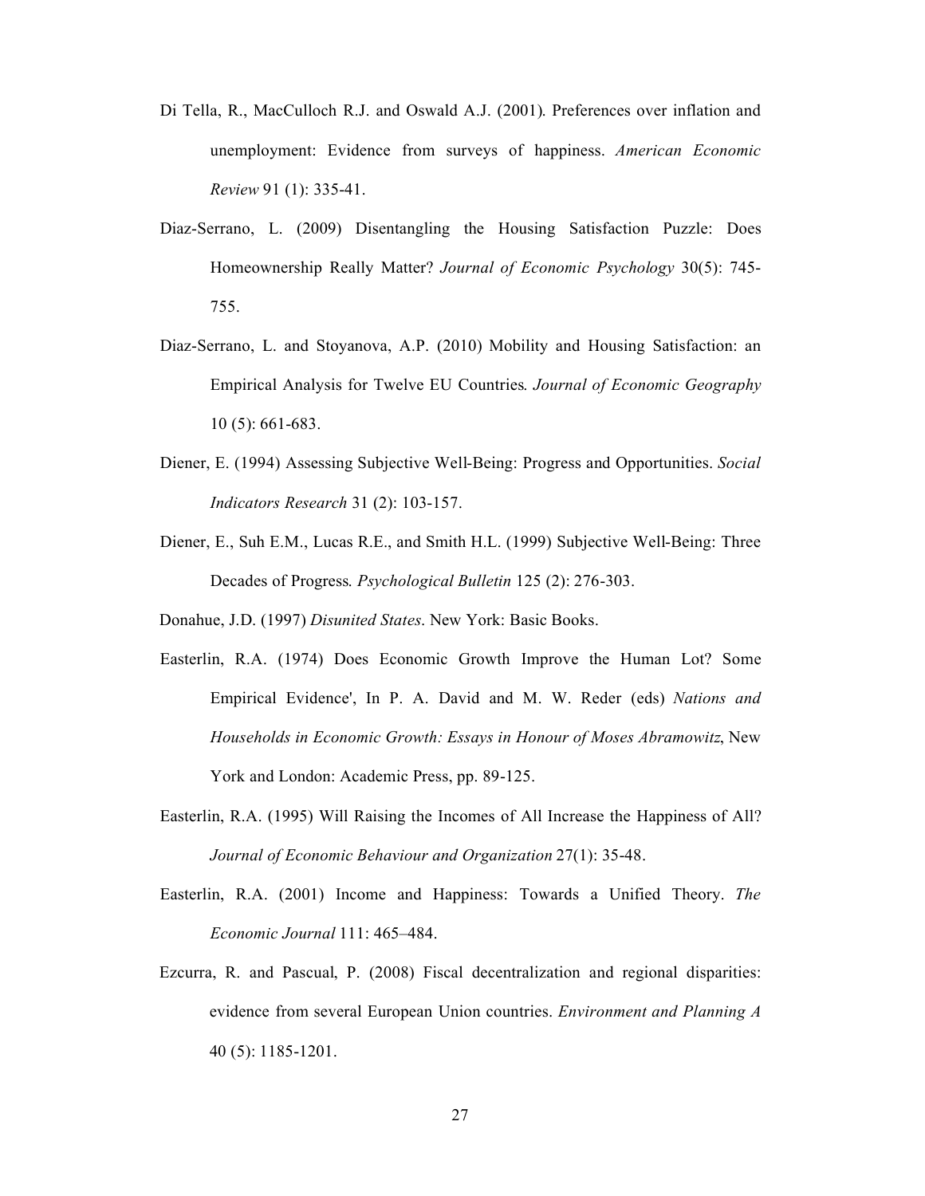Di Tella, R., MacCulloch R.J. and Oswald A.J. (2001). Preferences over inflation and unemployment: Evidence from surveys of happiness. *American Economic Review* 91 (1): 335-41.

Diaz-Serrano, L. (2009) Disentangling the Housing Satisfaction Puzzle: Does Homeownership Really Matter? *Journal of Economic Psychology* 30(5): 745-755.

Diaz-Serrano, L. and Stoyanova, A.P. (2010) Mobility and Housing Satisfaction: an Empirical Analysis for Twelve EU Countries*.* *Journal of Economic Geography* 10 (5): 661-683.

Diener, E. (1994) Assessing Subjective Well-Being: Progress and Opportunities. *Social Indicators Research* 31 (2): 103-157.

Diener, E., Suh E.M., Lucas R.E., and Smith H.L. (1999) Subjective Well-Being: Three Decades of Progress*.* *Psychological Bulletin* 125 (2): 276-303.

Donahue, J.D. (1997) *Disunited States*. New York: Basic Books.

Easterlin, R.A. (1974) Does Economic Growth Improve the Human Lot? Some Empirical Evidence', In P. A. David and M. W. Reder (eds) *Nations and Households in Economic Growth: Essays in Honour of Moses Abramowitz*, New York and London: Academic Press, pp. 89-125.

Easterlin, R.A. (1995) Will Raising the Incomes of All Increase the Happiness of All? *Journal of Economic Behaviour and Organization* 27(1): 35-48.

Easterlin, R.A. (2001) Income and Happiness: Towards a Unified Theory. *The Economic Journal* 111: 465–484.

Ezcurra, R. and Pascual, P. (2008) Fiscal decentralization and regional disparities: evidence from several European Union countries. *Environment and Planning A* 40 (5): 1185-1201.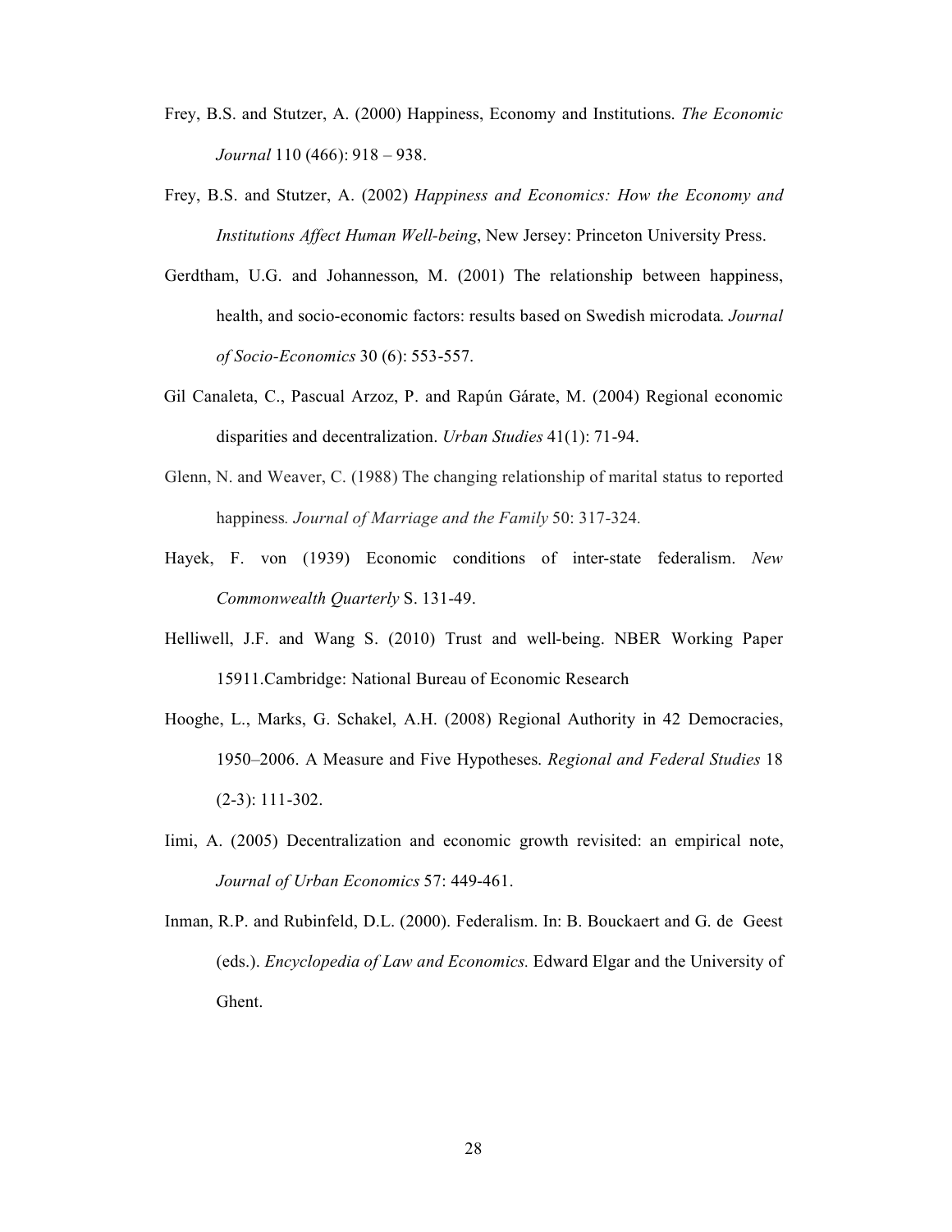Frey, B.S. and Stutzer, A. (2000) Happiness, Economy and Institutions. *The Economic Journal* 110 (466): 918 – 938.

Frey, B.S. and Stutzer, A. (2002) *Happiness and Economics: How the Economy and Institutions Affect Human Well-being*, New Jersey: Princeton University Press.

Gerdtham, U.G. and Johannesson, M. (2001) The relationship between happiness, health, and socio-economic factors: results based on Swedish microdata*. Journal of Socio-Economics* 30 (6): 553-557.

Gil Canaleta, C., Pascual Arzoz, P. and Rapún Gárate, M. (2004) Regional economic disparities and decentralization. *Urban Studies* 41(1): 71-94.

Glenn, N. and Weaver, C. (1988) The changing relationship of marital status to reported happiness*. Journal of Marriage and the Family* 50: 317-324*.*

Hayek, F. von (1939) Economic conditions of inter-state federalism. *New Commonwealth Quarterly* S. 131-49.

Helliwell, J.F. and Wang S. (2010) Trust and well-being. NBER Working Paper 15911.Cambridge: National Bureau of Economic Research

Hooghe, L., Marks, G. Schakel, A.H. (2008) Regional Authority in 42 Democracies, 1950–2006. A Measure and Five Hypotheses. *Regional and Federal Studies* 18 (2-3): 111-302.

Iimi, A. (2005) Decentralization and economic growth revisited: an empirical note, *Journal of Urban Economics* 57: 449-461.

Inman, R.P. and Rubinfeld, D.L. (2000). Federalism. In: B. Bouckaert and G. de Geest (eds.). *Encyclopedia of Law and Economics.* Edward Elgar and the University of Ghent.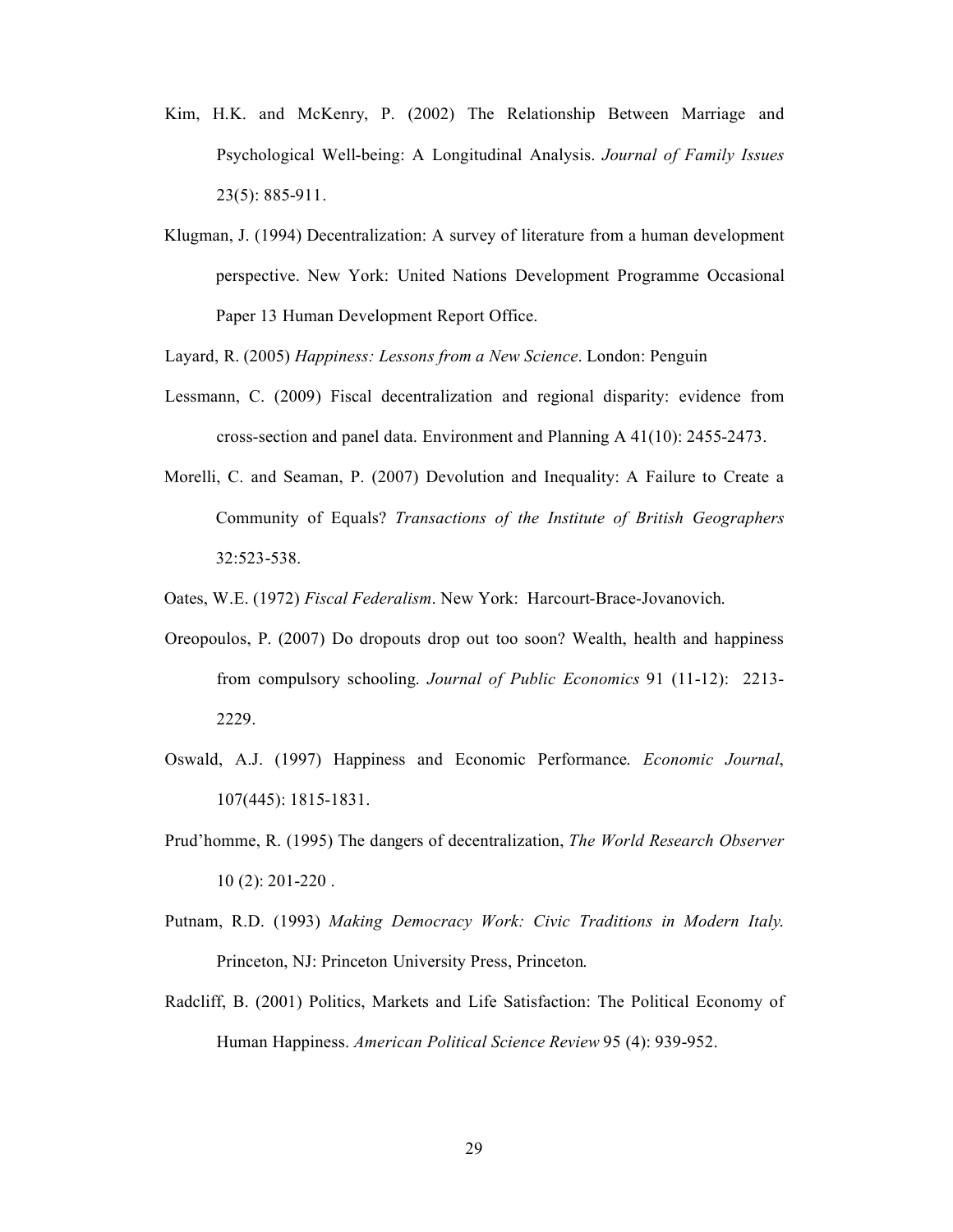Kim, H.K. and McKenry, P. (2002) The Relationship Between Marriage and Psychological Well-being: A Longitudinal Analysis. *Journal of Family Issues* 23(5): 885-911.

Klugman, J. (1994) Decentralization: A survey of literature from a human development perspective. New York: United Nations Development Programme Occasional Paper 13 Human Development Report Office.

Layard, R. (2005) *Happiness: Lessons from a New Science*. London: Penguin

Lessmann, C. (2009) Fiscal decentralization and regional disparity: evidence from cross-section and panel data. Environment and Planning A 41(10): 2455-2473.

Morelli, C. and Seaman, P. (2007) Devolution and Inequality: A Failure to Create a Community of Equals? *Transactions of the Institute of British Geographers* 32:523-538.

Oates, W.E. (1972) *Fiscal Federalism*. New York: Harcourt-Brace-Jovanovich.

Oreopoulos, P. (2007) Do dropouts drop out too soon? Wealth, health and happiness from compulsory schooling. *Journal of Public Economics* 91 (11-12): 2213-2229.

Oswald, A.J. (1997) Happiness and Economic Performance. *Economic Journal*, 107(445): 1815-1831.

Prud'homme, R. (1995) The dangers of decentralization, *The World Research Observer* 10 (2): 201-220 .

Putnam, R.D. (1993) *Making Democracy Work: Civic Traditions in Modern Italy.* Princeton, NJ: Princeton University Press, Princeton.

Radcliff, B. (2001) Politics, Markets and Life Satisfaction: The Political Economy of Human Happiness. *American Political Science Review* 95 (4): 939-952.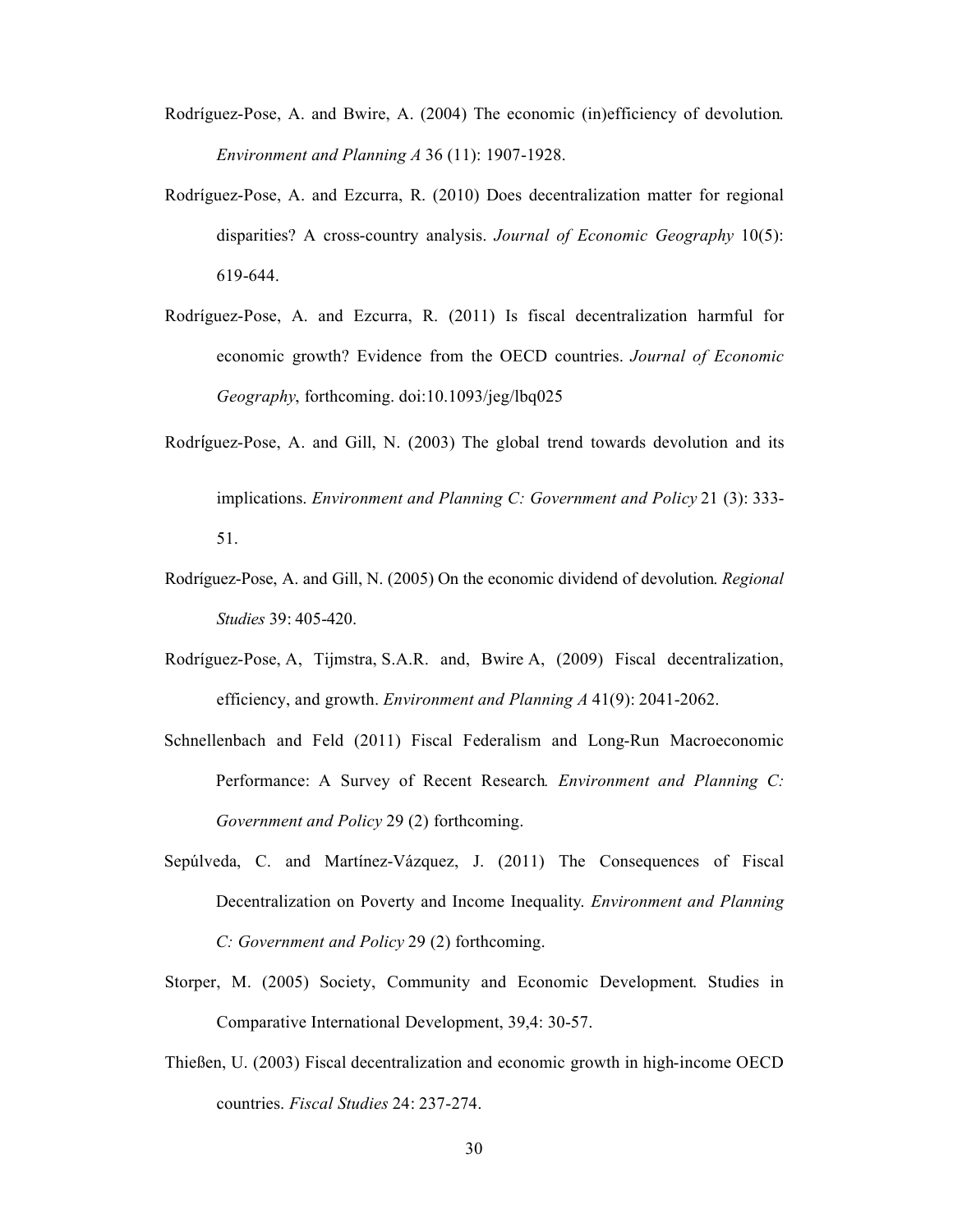Rodríguez-Pose, A. and Bwire, A. (2004) The economic (in)efficiency of devolution. *Environment and Planning A* 36 (11): 1907-1928.

Rodríguez-Pose, A. and Ezcurra, R. (2010) Does decentralization matter for regional disparities? A cross-country analysis. *Journal of Economic Geography* 10(5): 619-644.

Rodríguez-Pose, A. and Ezcurra, R. (2011) Is fiscal decentralization harmful for economic growth? Evidence from the OECD countries. *Journal of Economic Geography*, forthcoming. doi:10.1093/jeg/lbq025

Rodríguez-Pose, A. and Gill, N. (2003) The global trend towards devolution and its implications. *Environment and Planning C: Government and Policy* 21 (3): 333-51.

Rodríguez-Pose, A. and Gill, N. (2005) On the economic dividend of devolution. *Regional Studies* 39: 405-420.

Rodríguez-Pose, A, Tijmstra, S.A.R. and, Bwire A, (2009) Fiscal decentralization, efficiency, and growth. *Environment and Planning A* 41(9): 2041-2062.

Schnellenbach and Feld (2011) Fiscal Federalism and Long-Run Macroeconomic Performance: A Survey of Recent Research. *Environment and Planning C: Government and Policy* 29 (2) forthcoming.

Sepúlveda, C. and Martínez-Vázquez, J. (2011) The Consequences of Fiscal Decentralization on Poverty and Income Inequality. *Environment and Planning C: Government and Policy* 29 (2) forthcoming.

Storper, M. (2005) Society, Community and Economic Development. Studies in Comparative International Development, 39,4: 30-57.

Thießen, U. (2003) Fiscal decentralization and economic growth in high-income OECD countries. *Fiscal Studies* 24: 237-274.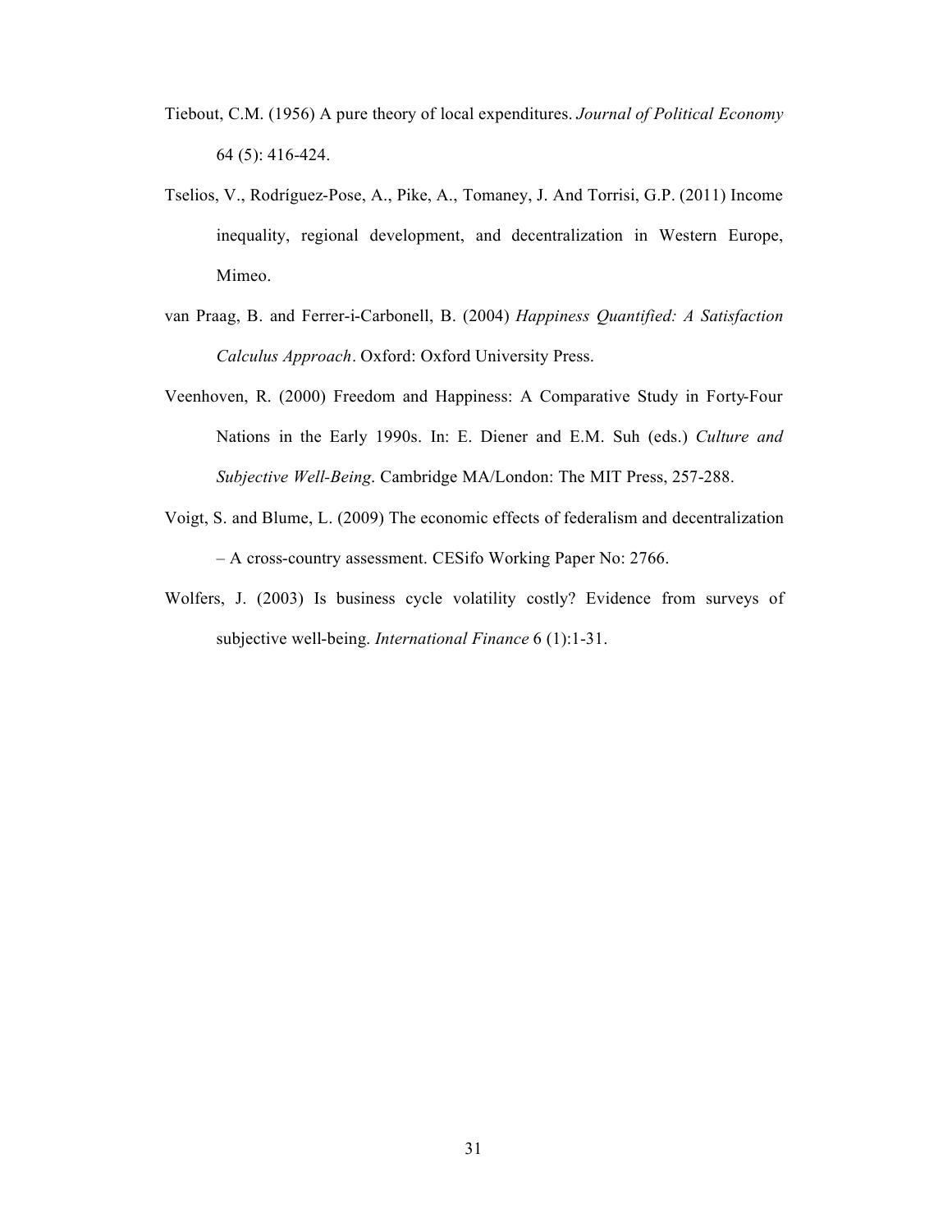Tiebout, C.M. (1956) A pure theory of local expenditures. *Journal of Political Economy* 64 (5): 416-424.

Tselios, V., Rodríguez-Pose, A., Pike, A., Tomaney, J. And Torrisi, G.P. (2011) Income inequality, regional development, and decentralization in Western Europe, Mimeo.

van Praag, B. and Ferrer-i-Carbonell, B. (2004) *Happiness Quantified: A Satisfaction Calculus Approach*. Oxford: Oxford University Press.

Veenhoven, R. (2000) Freedom and Happiness: A Comparative Study in Forty-Four Nations in the Early 1990s. In: E. Diener and E.M. Suh (eds.) *Culture and Subjective Well-Being*. Cambridge MA/London: The MIT Press, 257-288.

Voigt, S. and Blume, L. (2009) The economic effects of federalism and decentralization – A cross-country assessment. CESifo Working Paper No: 2766.

Wolfers, J. (2003) Is business cycle volatility costly? Evidence from surveys of subjective well-being. *International Finance* 6 (1):1-31.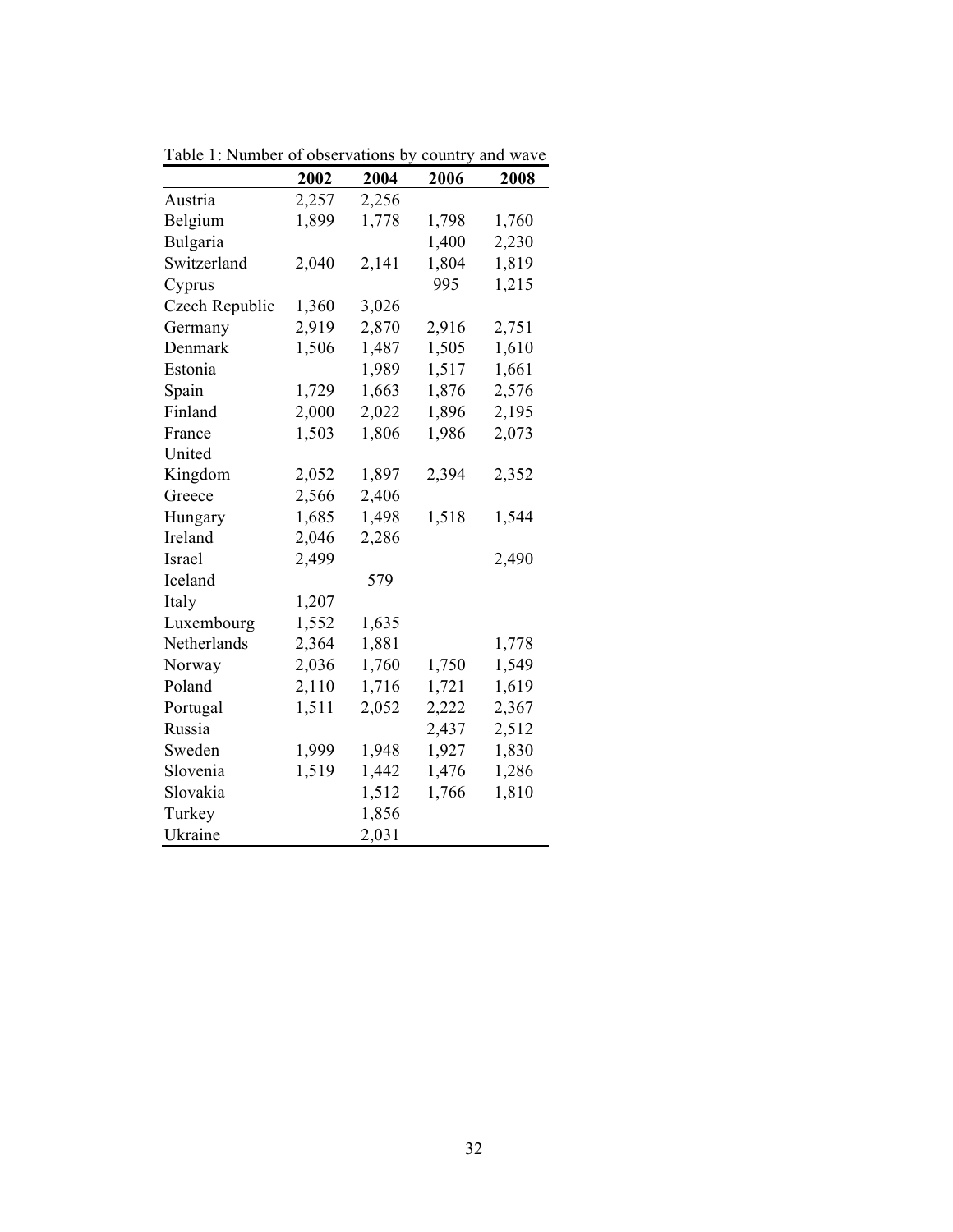Table 1: Number of observations by country and wave

| | 2002 | 2004 | 2006 | 2008 |
|---|---|---|---|---|
| Austria | 2,257 | 2,256 | | |
| Belgium | 1,899 | 1,778 | 1,798 | 1,760 |
| Bulgaria | | | 1,400 | 2,230 |
| Switzerland | 2,040 | 2,141 | 1,804 | 1,819 |
| Cyprus | | | 995 | 1,215 |
| Czech Republic | 1,360 | 3,026 | | |
| Germany | 2,919 | 2,870 | 2,916 | 2,751 |
| Denmark | 1,506 | 1,487 | 1,505 | 1,610 |
| Estonia | | 1,989 | 1,517 | 1,661 |
| Spain | 1,729 | 1,663 | 1,876 | 2,576 |
| Finland | 2,000 | 2,022 | 1,896 | 2,195 |
| France | 1,503 | 1,806 | 1,986 | 2,073 |
| United Kingdom | 2,052 | 1,897 | 2,394 | 2,352 |
| Greece | 2,566 | 2,406 | | |
| Hungary | 1,685 | 1,498 | 1,518 | 1,544 |
| Ireland | 2,046 | 2,286 | | |
| Israel | 2,499 | | | 2,490 |
| Iceland | | 579 | | |
| Italy | 1,207 | | | |
| Luxembourg | 1,552 | 1,635 | | |
| Netherlands | 2,364 | 1,881 | | 1,778 |
| Norway | 2,036 | 1,760 | 1,750 | 1,549 |
| Poland | 2,110 | 1,716 | 1,721 | 1,619 |
| Portugal | 1,511 | 2,052 | 2,222 | 2,367 |
| Russia | | | 2,437 | 2,512 |
| Sweden | 1,999 | 1,948 | 1,927 | 1,830 |
| Slovenia | 1,519 | 1,442 | 1,476 | 1,286 |
| Slovakia | | 1,512 | 1,766 | 1,810 |
| Turkey | | 1,856 | | |
| Ukraine | | 2,031 | | |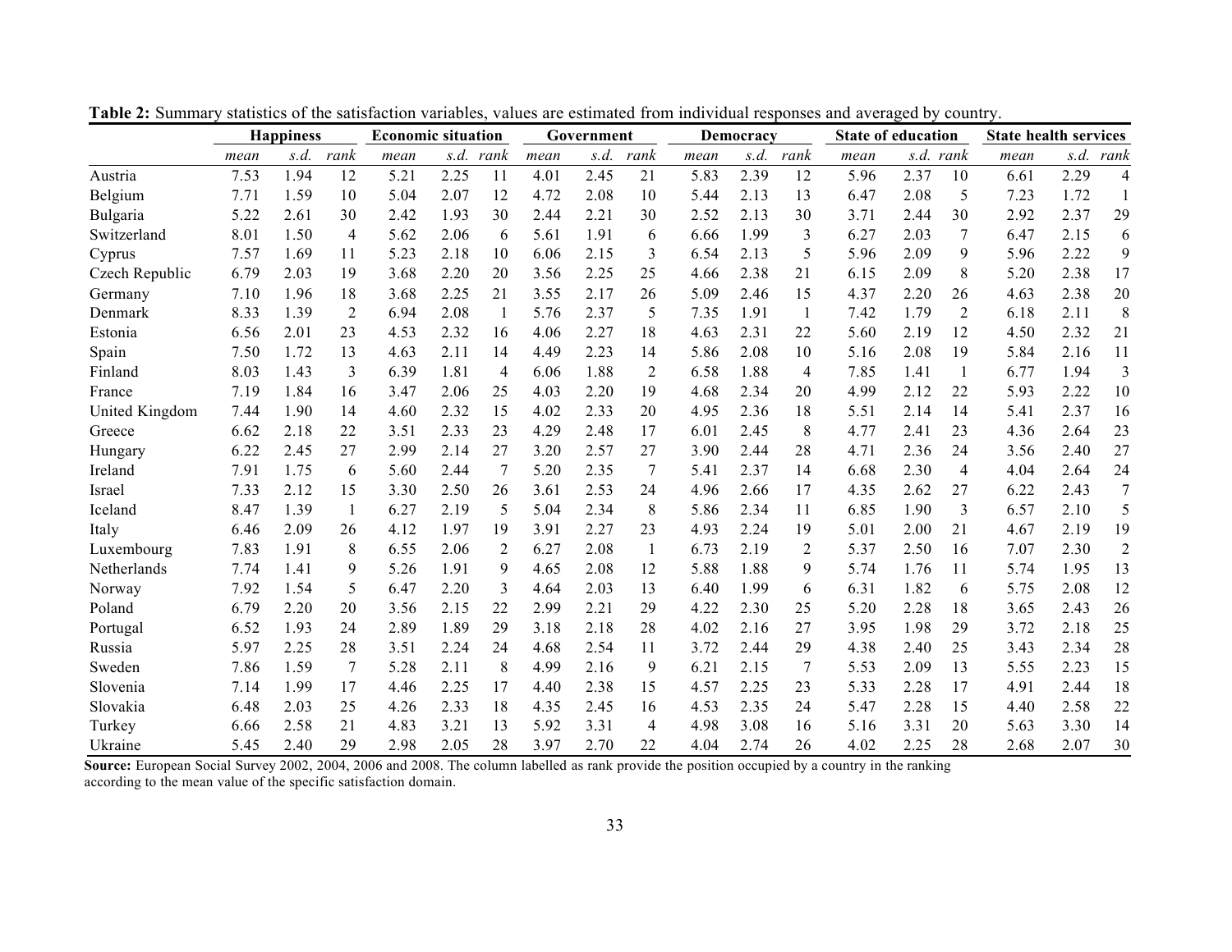**Table 2:** Summary statistics of the satisfaction variables, values are estimated from individual responses and averaged by country.

| | Happiness | | | Economic situation | | | Government | | | Democracy | | | State of education | | | State health services | | |
|---|---|---|---|---|---|---|---|---|---|---|---|---|---|---|---|---|---|---|
| | *mean* | *s.d.* | *rank* | *mean* | *s.d.* | *rank* | *mean* | *s.d.* | *rank* | *mean* | *s.d.* | *rank* | *mean* | *s.d.* | *rank* | *mean* | *s.d.* | *rank* |
| Austria | 7.53 | 1.94 | 12 | 5.21 | 2.25 | 11 | 4.01 | 2.45 | 21 | 5.83 | 2.39 | 12 | 5.96 | 2.37 | 10 | 6.61 | 2.29 | 4 |
| Belgium | 7.71 | 1.59 | 10 | 5.04 | 2.07 | 12 | 4.72 | 2.08 | 10 | 5.44 | 2.13 | 13 | 6.47 | 2.08 | 5 | 7.23 | 1.72 | 1 |
| Bulgaria | 5.22 | 2.61 | 30 | 2.42 | 1.93 | 30 | 2.44 | 2.21 | 30 | 2.52 | 2.13 | 30 | 3.71 | 2.44 | 30 | 2.92 | 2.37 | 29 |
| Switzerland | 8.01 | 1.50 | 4 | 5.62 | 2.06 | 6 | 5.61 | 1.91 | 6 | 6.66 | 1.99 | 3 | 6.27 | 2.03 | 7 | 6.47 | 2.15 | 6 |
| Cyprus | 7.57 | 1.69 | 11 | 5.23 | 2.18 | 10 | 6.06 | 2.15 | 3 | 6.54 | 2.13 | 5 | 5.96 | 2.09 | 9 | 5.96 | 2.22 | 9 |
| Czech Republic | 6.79 | 2.03 | 19 | 3.68 | 2.20 | 20 | 3.56 | 2.25 | 25 | 4.66 | 2.38 | 21 | 6.15 | 2.09 | 8 | 5.20 | 2.38 | 17 |
| Germany | 7.10 | 1.96 | 18 | 3.68 | 2.25 | 21 | 3.55 | 2.17 | 26 | 5.09 | 2.46 | 15 | 4.37 | 2.20 | 26 | 4.63 | 2.38 | 20 |
| Denmark | 8.33 | 1.39 | 2 | 6.94 | 2.08 | 1 | 5.76 | 2.37 | 5 | 7.35 | 1.91 | 1 | 7.42 | 1.79 | 2 | 6.18 | 2.11 | 8 |
| Estonia | 6.56 | 2.01 | 23 | 4.53 | 2.32 | 16 | 4.06 | 2.27 | 18 | 4.63 | 2.31 | 22 | 5.60 | 2.19 | 12 | 4.50 | 2.32 | 21 |
| Spain | 7.50 | 1.72 | 13 | 4.63 | 2.11 | 14 | 4.49 | 2.23 | 14 | 5.86 | 2.08 | 10 | 5.16 | 2.08 | 19 | 5.84 | 2.16 | 11 |
| Finland | 8.03 | 1.43 | 3 | 6.39 | 1.81 | 4 | 6.06 | 1.88 | 2 | 6.58 | 1.88 | 4 | 7.85 | 1.41 | 1 | 6.77 | 1.94 | 3 |
| France | 7.19 | 1.84 | 16 | 3.47 | 2.06 | 25 | 4.03 | 2.20 | 19 | 4.68 | 2.34 | 20 | 4.99 | 2.12 | 22 | 5.93 | 2.22 | 10 |
| United Kingdom | 7.44 | 1.90 | 14 | 4.60 | 2.32 | 15 | 4.02 | 2.33 | 20 | 4.95 | 2.36 | 18 | 5.51 | 2.14 | 14 | 5.41 | 2.37 | 16 |
| Greece | 6.62 | 2.18 | 22 | 3.51 | 2.33 | 23 | 4.29 | 2.48 | 17 | 6.01 | 2.45 | 8 | 4.77 | 2.41 | 23 | 4.36 | 2.64 | 23 |
| Hungary | 6.22 | 2.45 | 27 | 2.99 | 2.14 | 27 | 3.20 | 2.57 | 27 | 3.90 | 2.44 | 28 | 4.71 | 2.36 | 24 | 3.56 | 2.40 | 27 |
| Ireland | 7.91 | 1.75 | 6 | 5.60 | 2.44 | 7 | 5.20 | 2.35 | 7 | 5.41 | 2.37 | 14 | 6.68 | 2.30 | 4 | 4.04 | 2.64 | 24 |
| Israel | 7.33 | 2.12 | 15 | 3.30 | 2.50 | 26 | 3.61 | 2.53 | 24 | 4.96 | 2.66 | 17 | 4.35 | 2.62 | 27 | 6.22 | 2.43 | 7 |
| Iceland | 8.47 | 1.39 | 1 | 6.27 | 2.19 | 5 | 5.04 | 2.34 | 8 | 5.86 | 2.34 | 11 | 6.85 | 1.90 | 3 | 6.57 | 2.10 | 5 |
| Italy | 6.46 | 2.09 | 26 | 4.12 | 1.97 | 19 | 3.91 | 2.27 | 23 | 4.93 | 2.24 | 19 | 5.01 | 2.00 | 21 | 4.67 | 2.19 | 19 |
| Luxembourg | 7.83 | 1.91 | 8 | 6.55 | 2.06 | 2 | 6.27 | 2.08 | 1 | 6.73 | 2.19 | 2 | 5.37 | 2.50 | 16 | 7.07 | 2.30 | 2 |
| Netherlands | 7.74 | 1.41 | 9 | 5.26 | 1.91 | 9 | 4.65 | 2.08 | 12 | 5.88 | 1.88 | 9 | 5.74 | 1.76 | 11 | 5.74 | 1.95 | 13 |
| Norway | 7.92 | 1.54 | 5 | 6.47 | 2.20 | 3 | 4.64 | 2.03 | 13 | 6.40 | 1.99 | 6 | 6.31 | 1.82 | 6 | 5.75 | 2.08 | 12 |
| Poland | 6.79 | 2.20 | 20 | 3.56 | 2.15 | 22 | 2.99 | 2.21 | 29 | 4.22 | 2.30 | 25 | 5.20 | 2.28 | 18 | 3.65 | 2.43 | 26 |
| Portugal | 6.52 | 1.93 | 24 | 2.89 | 1.89 | 29 | 3.18 | 2.18 | 28 | 4.02 | 2.16 | 27 | 3.95 | 1.98 | 29 | 3.72 | 2.18 | 25 |
| Russia | 5.97 | 2.25 | 28 | 3.51 | 2.24 | 24 | 4.68 | 2.54 | 11 | 3.72 | 2.44 | 29 | 4.38 | 2.40 | 25 | 3.43 | 2.34 | 28 |
| Sweden | 7.86 | 1.59 | 7 | 5.28 | 2.11 | 8 | 4.99 | 2.16 | 9 | 6.21 | 2.15 | 7 | 5.53 | 2.09 | 13 | 5.55 | 2.23 | 15 |
| Slovenia | 7.14 | 1.99 | 17 | 4.46 | 2.25 | 17 | 4.40 | 2.38 | 15 | 4.57 | 2.25 | 23 | 5.33 | 2.28 | 17 | 4.91 | 2.44 | 18 |
| Slovakia | 6.48 | 2.03 | 25 | 4.26 | 2.33 | 18 | 4.35 | 2.45 | 16 | 4.53 | 2.35 | 24 | 5.47 | 2.28 | 15 | 4.40 | 2.58 | 22 |
| Turkey | 6.66 | 2.58 | 21 | 4.83 | 3.21 | 13 | 5.92 | 3.31 | 4 | 4.98 | 3.08 | 16 | 5.16 | 3.31 | 20 | 5.63 | 3.30 | 14 |
| Ukraine | 5.45 | 2.40 | 29 | 2.98 | 2.05 | 28 | 3.97 | 2.70 | 22 | 4.04 | 2.74 | 26 | 4.02 | 2.25 | 28 | 2.68 | 2.07 | 30 |

**Source:** European Social Survey 2002, 2004, 2006 and 2008. The column labelled as rank provide the position occupied by a country in the ranking according to the mean value of the specific satisfaction domain.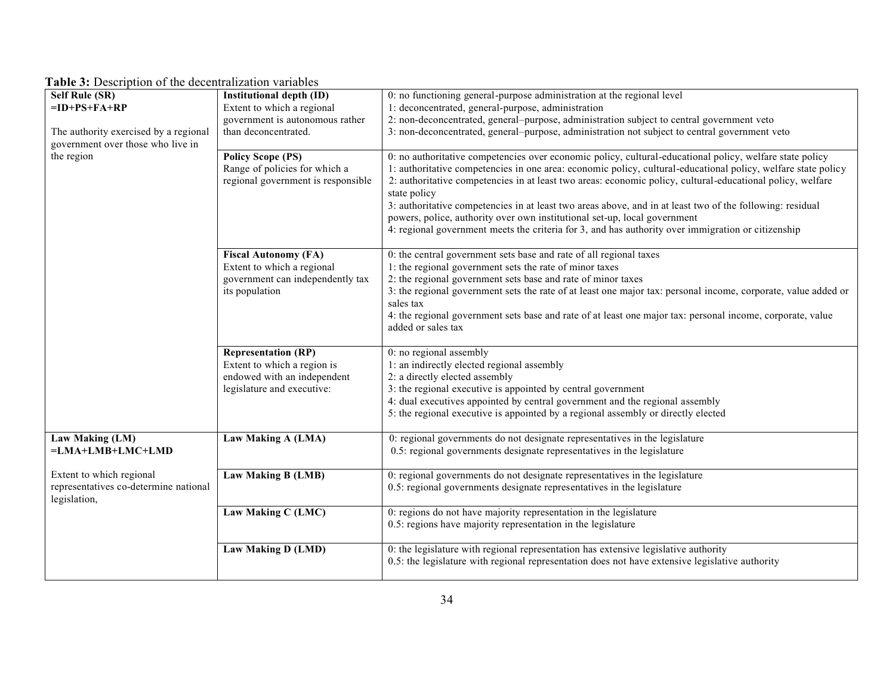**Table 3:** Description of the decentralization variables

| | | |
|---|---|---|
| **Self Rule (SR)**<br>**=ID+PS+FA+RP**<br><br>The authority exercised by a regional government over those who live in the region | **Institutional depth (ID)**<br>Extent to which a regional government is autonomous rather than deconcentrated. | 0: no functioning general-purpose administration at the regional level<br>1: deconcentrated, general-purpose, administration<br>2: non-deconcentrated, general–purpose, administration subject to central government veto<br>3: non-deconcentrated, general–purpose, administration not subject to central government veto |
| | **Policy Scope (PS)**<br>Range of policies for which a regional government is responsible | 0: no authoritative competencies over economic policy, cultural-educational policy, welfare state policy<br>1: authoritative competencies in one area: economic policy, cultural-educational policy, welfare state policy<br>2: authoritative competencies in at least two areas: economic policy, cultural-educational policy, welfare state policy<br>3: authoritative competencies in at least two areas above, and in at least two of the following: residual powers, police, authority over own institutional set-up, local government<br>4: regional government meets the criteria for 3, and has authority over immigration or citizenship |
| | **Fiscal Autonomy (FA)**<br>Extent to which a regional government can independently tax its population | 0: the central government sets base and rate of all regional taxes<br>1: the regional government sets the rate of minor taxes<br>2: the regional government sets base and rate of minor taxes<br>3: the regional government sets the rate of at least one major tax: personal income, corporate, value added or sales tax<br>4: the regional government sets base and rate of at least one major tax: personal income, corporate, value added or sales tax |
| | **Representation (RP)**<br>Extent to which a region is endowed with an independent legislature and executive: | 0: no regional assembly<br>1: an indirectly elected regional assembly<br>2: a directly elected assembly<br>3: the regional executive is appointed by central government<br>4: dual executives appointed by central government and the regional assembly<br>5: the regional executive is appointed by a regional assembly or directly elected |
| **Law Making (LM)**<br>**=LMA+LMB+LMC+LMD**<br><br>Extent to which regional representatives co-determine national legislation, | **Law Making A (LMA)** | 0: regional governments do not designate representatives in the legislature<br>0.5: regional governments designate representatives in the legislature |
| | **Law Making B (LMB)** | 0: regional governments do not designate representatives in the legislature<br>0.5: regional governments designate representatives in the legislature |
| | **Law Making C (LMC)** | 0: regions do not have majority representation in the legislature<br>0.5: regions have majority representation in the legislature |
| | **Law Making D (LMD)** | 0: the legislature with regional representation has extensive legislative authority<br>0.5: the legislature with regional representation does not have extensive legislative authority |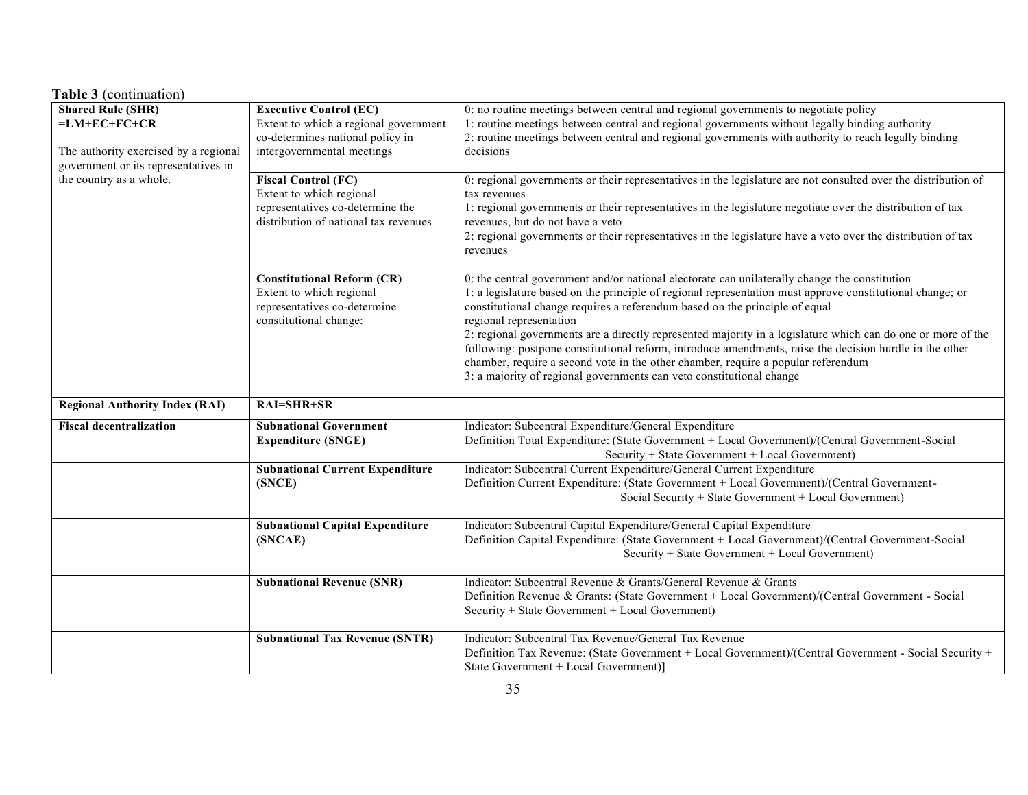**Table 3** (continuation)

| | | |
|---|---|---|
| **Shared Rule (SHR) =LM+EC+FC+CR**<br><br>The authority exercised by a regional government or its representatives in the country as a whole. | **Executive Control (EC)**<br>Extent to which a regional government co-determines national policy in intergovernmental meetings | 0: no routine meetings between central and regional governments to negotiate policy<br>1: routine meetings between central and regional governments without legally binding authority<br>2: routine meetings between central and regional governments with authority to reach legally binding decisions |
| | **Fiscal Control (FC)**<br>Extent to which regional representatives co-determine the distribution of national tax revenues | 0: regional governments or their representatives in the legislature are not consulted over the distribution of tax revenues<br>1: regional governments or their representatives in the legislature negotiate over the distribution of tax revenues, but do not have a veto<br>2: regional governments or their representatives in the legislature have a veto over the distribution of tax revenues |
| | **Constitutional Reform (CR)**<br>Extent to which regional representatives co-determine constitutional change: | 0: the central government and/or national electorate can unilaterally change the constitution<br>1: a legislature based on the principle of regional representation must approve constitutional change; or constitutional change requires a referendum based on the principle of equal regional representation<br>2: regional governments are a directly represented majority in a legislature which can do one or more of the following: postpone constitutional reform, introduce amendments, raise the decision hurdle in the other chamber, require a second vote in the other chamber, require a popular referendum<br>3: a majority of regional governments can veto constitutional change |
| **Regional Authority Index (RAI)** | **RAI=SHR+SR** | |
| **Fiscal decentralization** | **Subnational Government Expenditure (SNGE)** | Indicator: Subcentral Expenditure/General Expenditure<br>Definition Total Expenditure: (State Government + Local Government)/(Central Government-Social Security + State Government + Local Government) |
| | **Subnational Current Expenditure (SNCE)** | Indicator: Subcentral Current Expenditure/General Current Expenditure<br>Definition Current Expenditure: (State Government + Local Government)/(Central Government-Social Security + State Government + Local Government) |
| | **Subnational Capital Expenditure (SNCAE)** | Indicator: Subcentral Capital Expenditure/General Capital Expenditure<br>Definition Capital Expenditure: (State Government + Local Government)/(Central Government-Social Security + State Government + Local Government) |
| | **Subnational Revenue (SNR)** | Indicator: Subcentral Revenue & Grants/General Revenue & Grants<br>Definition Revenue & Grants: (State Government + Local Government)/(Central Government - Social Security + State Government + Local Government) |
| | **Subnational Tax Revenue (SNTR)** | Indicator: Subcentral Tax Revenue/General Tax Revenue<br>Definition Tax Revenue: (State Government + Local Government)/(Central Government - Social Security + State Government + Local Government)] |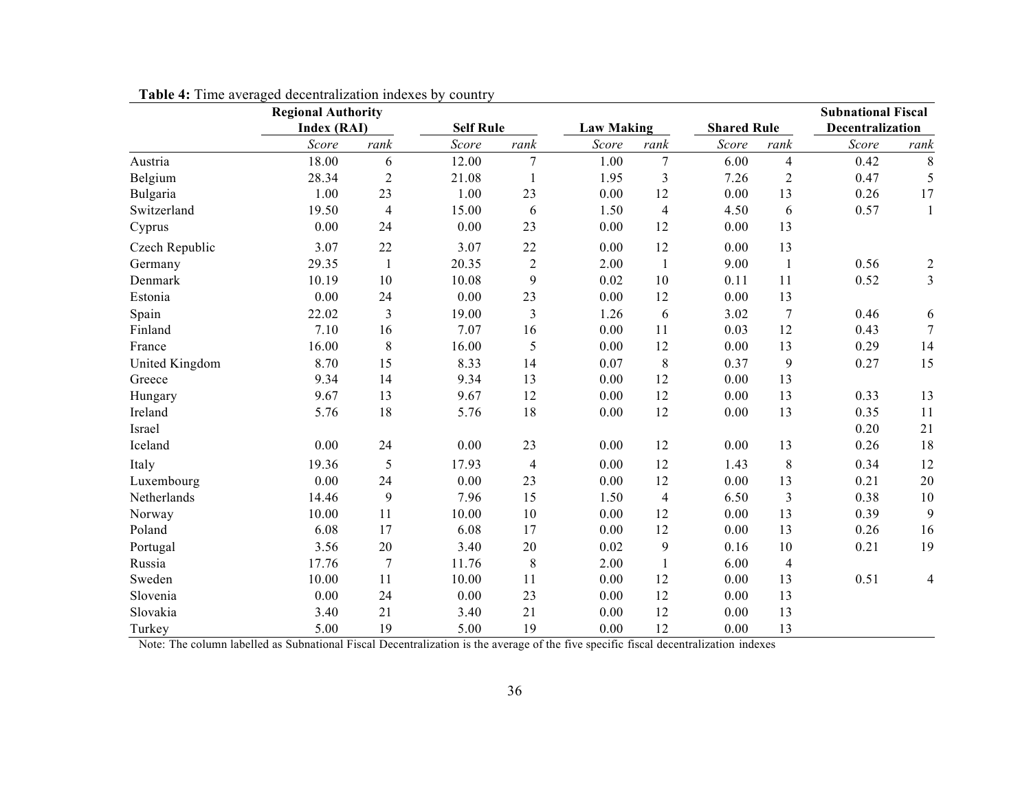**Table 4:** Time averaged decentralization indexes by country

| | Regional Authority Index (RAI) | | Self Rule | | Law Making | | Shared Rule | | Subnational Fiscal Decentralization | |
|---|---|---|---|---|---|---|---|---|---|---|
| | *Score* | *rank* | *Score* | *rank* | *Score* | *rank* | *Score* | *rank* | *Score* | *rank* |
| Austria | 18.00 | 6 | 12.00 | 7 | 1.00 | 7 | 6.00 | 4 | 0.42 | 8 |
| Belgium | 28.34 | 2 | 21.08 | 1 | 1.95 | 3 | 7.26 | 2 | 0.47 | 5 |
| Bulgaria | 1.00 | 23 | 1.00 | 23 | 0.00 | 12 | 0.00 | 13 | 0.26 | 17 |
| Switzerland | 19.50 | 4 | 15.00 | 6 | 1.50 | 4 | 4.50 | 6 | 0.57 | 1 |
| Cyprus | 0.00 | 24 | 0.00 | 23 | 0.00 | 12 | 0.00 | 13 | | |
| Czech Republic | 3.07 | 22 | 3.07 | 22 | 0.00 | 12 | 0.00 | 13 | | |
| Germany | 29.35 | 1 | 20.35 | 2 | 2.00 | 1 | 9.00 | 1 | 0.56 | 2 |
| Denmark | 10.19 | 10 | 10.08 | 9 | 0.02 | 10 | 0.11 | 11 | 0.52 | 3 |
| Estonia | 0.00 | 24 | 0.00 | 23 | 0.00 | 12 | 0.00 | 13 | | |
| Spain | 22.02 | 3 | 19.00 | 3 | 1.26 | 6 | 3.02 | 7 | 0.46 | 6 |
| Finland | 7.10 | 16 | 7.07 | 16 | 0.00 | 11 | 0.03 | 12 | 0.43 | 7 |
| France | 16.00 | 8 | 16.00 | 5 | 0.00 | 12 | 0.00 | 13 | 0.29 | 14 |
| United Kingdom | 8.70 | 15 | 8.33 | 14 | 0.07 | 8 | 0.37 | 9 | 0.27 | 15 |
| Greece | 9.34 | 14 | 9.34 | 13 | 0.00 | 12 | 0.00 | 13 | | |
| Hungary | 9.67 | 13 | 9.67 | 12 | 0.00 | 12 | 0.00 | 13 | 0.33 | 13 |
| Ireland | 5.76 | 18 | 5.76 | 18 | 0.00 | 12 | 0.00 | 13 | 0.35 | 11 |
| Israel | | | | | | | | | 0.20 | 21 |
| Iceland | 0.00 | 24 | 0.00 | 23 | 0.00 | 12 | 0.00 | 13 | 0.26 | 18 |
| Italy | 19.36 | 5 | 17.93 | 4 | 0.00 | 12 | 1.43 | 8 | 0.34 | 12 |
| Luxembourg | 0.00 | 24 | 0.00 | 23 | 0.00 | 12 | 0.00 | 13 | 0.21 | 20 |
| Netherlands | 14.46 | 9 | 7.96 | 15 | 1.50 | 4 | 6.50 | 3 | 0.38 | 10 |
| Norway | 10.00 | 11 | 10.00 | 10 | 0.00 | 12 | 0.00 | 13 | 0.39 | 9 |
| Poland | 6.08 | 17 | 6.08 | 17 | 0.00 | 12 | 0.00 | 13 | 0.26 | 16 |
| Portugal | 3.56 | 20 | 3.40 | 20 | 0.02 | 9 | 0.16 | 10 | 0.21 | 19 |
| Russia | 17.76 | 7 | 11.76 | 8 | 2.00 | 1 | 6.00 | 4 | | |
| Sweden | 10.00 | 11 | 10.00 | 11 | 0.00 | 12 | 0.00 | 13 | 0.51 | 4 |
| Slovenia | 0.00 | 24 | 0.00 | 23 | 0.00 | 12 | 0.00 | 13 | | |
| Slovakia | 3.40 | 21 | 3.40 | 21 | 0.00 | 12 | 0.00 | 13 | | |
| Turkey | 5.00 | 19 | 5.00 | 19 | 0.00 | 12 | 0.00 | 13 | | |

Note: The column labelled as Subnational Fiscal Decentralization is the average of the five specific fiscal decentralization indexes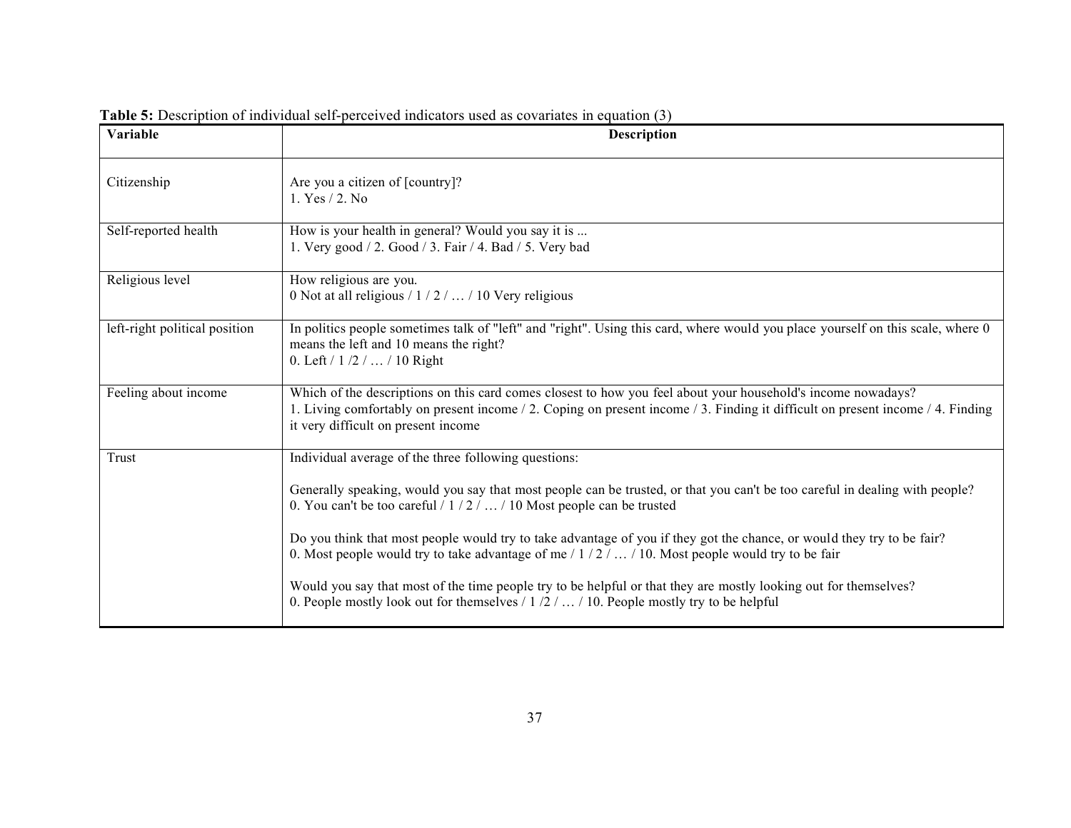**Table 5:** Description of individual self-perceived indicators used as covariates in equation (3)

| Variable | Description |
|---|---|
| Citizenship | Are you a citizen of [country]?<br>1. Yes / 2. No |
| Self-reported health | How is your health in general? Would you say it is ...<br>1. Very good / 2. Good / 3. Fair / 4. Bad / 5. Very bad |
| Religious level | How religious are you.<br>0 Not at all religious / 1 / 2 / … / 10 Very religious |
| left-right political position | In politics people sometimes talk of "left" and "right". Using this card, where would you place yourself on this scale, where 0 means the left and 10 means the right?<br>0. Left / 1 /2 / … / 10 Right |
| Feeling about income | Which of the descriptions on this card comes closest to how you feel about your household's income nowadays?<br>1. Living comfortably on present income / 2. Coping on present income / 3. Finding it difficult on present income / 4. Finding it very difficult on present income |
| Trust | Individual average of the three following questions:<br><br>Generally speaking, would you say that most people can be trusted, or that you can't be too careful in dealing with people?<br>0. You can't be too careful / 1 / 2 / … / 10 Most people can be trusted<br><br>Do you think that most people would try to take advantage of you if they got the chance, or would they try to be fair?<br>0. Most people would try to take advantage of me / 1 / 2 / … / 10. Most people would try to be fair<br><br>Would you say that most of the time people try to be helpful or that they are mostly looking out for themselves?<br>0. People mostly look out for themselves / 1 /2 / … / 10. People mostly try to be helpful |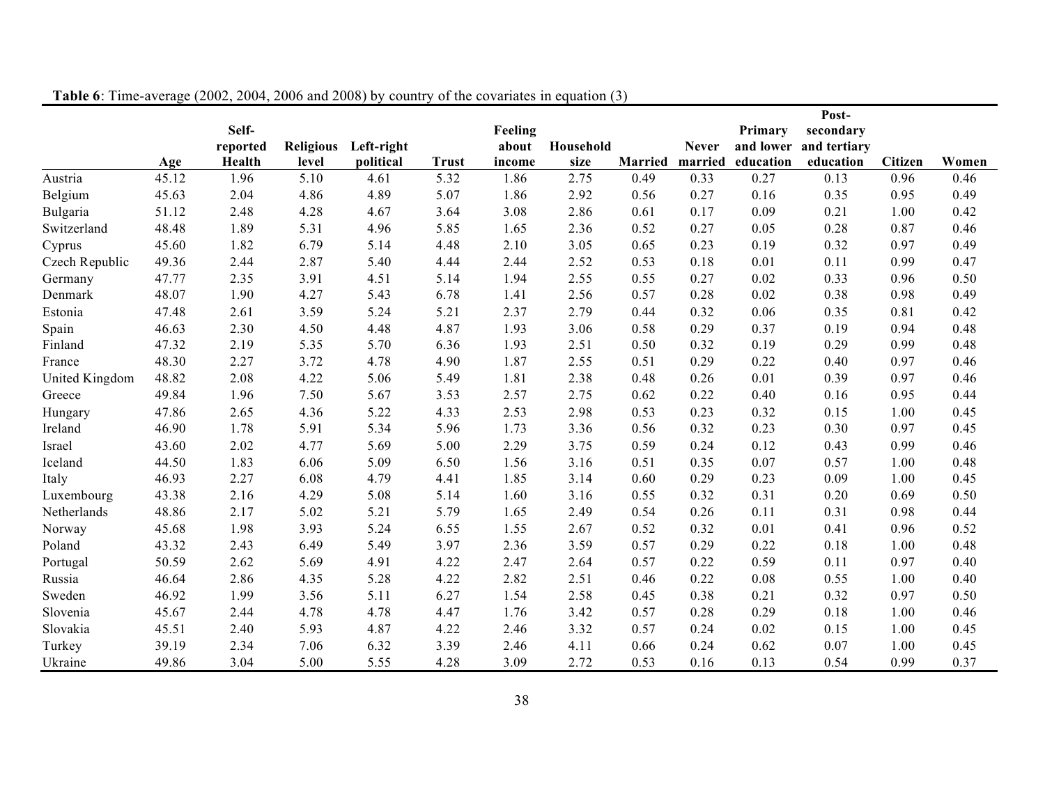**Table 6**: Time-average (2002, 2004, 2006 and 2008) by country of the covariates in equation (3)

| | Age | Self-reported Health | Religious level | Left-right political | Trust | Feeling about income | Household size | Married | Never married | Primary and lower education | Post-secondary and tertiary education | Citizen | Women |
|---|---|---|---|---|---|---|---|---|---|---|---|---|---|
| Austria | 45.12 | 1.96 | 5.10 | 4.61 | 5.32 | 1.86 | 2.75 | 0.49 | 0.33 | 0.27 | 0.13 | 0.96 | 0.46 |
| Belgium | 45.63 | 2.04 | 4.86 | 4.89 | 5.07 | 1.86 | 2.92 | 0.56 | 0.27 | 0.16 | 0.35 | 0.95 | 0.49 |
| Bulgaria | 51.12 | 2.48 | 4.28 | 4.67 | 3.64 | 3.08 | 2.86 | 0.61 | 0.17 | 0.09 | 0.21 | 1.00 | 0.42 |
| Switzerland | 48.48 | 1.89 | 5.31 | 4.96 | 5.85 | 1.65 | 2.36 | 0.52 | 0.27 | 0.05 | 0.28 | 0.87 | 0.46 |
| Cyprus | 45.60 | 1.82 | 6.79 | 5.14 | 4.48 | 2.10 | 3.05 | 0.65 | 0.23 | 0.19 | 0.32 | 0.97 | 0.49 |
| Czech Republic | 49.36 | 2.44 | 2.87 | 5.40 | 4.44 | 2.44 | 2.52 | 0.53 | 0.18 | 0.01 | 0.11 | 0.99 | 0.47 |
| Germany | 47.77 | 2.35 | 3.91 | 4.51 | 5.14 | 1.94 | 2.55 | 0.55 | 0.27 | 0.02 | 0.33 | 0.96 | 0.50 |
| Denmark | 48.07 | 1.90 | 4.27 | 5.43 | 6.78 | 1.41 | 2.56 | 0.57 | 0.28 | 0.02 | 0.38 | 0.98 | 0.49 |
| Estonia | 47.48 | 2.61 | 3.59 | 5.24 | 5.21 | 2.37 | 2.79 | 0.44 | 0.32 | 0.06 | 0.35 | 0.81 | 0.42 |
| Spain | 46.63 | 2.30 | 4.50 | 4.48 | 4.87 | 1.93 | 3.06 | 0.58 | 0.29 | 0.37 | 0.19 | 0.94 | 0.48 |
| Finland | 47.32 | 2.19 | 5.35 | 5.70 | 6.36 | 1.93 | 2.51 | 0.50 | 0.32 | 0.19 | 0.29 | 0.99 | 0.48 |
| France | 48.30 | 2.27 | 3.72 | 4.78 | 4.90 | 1.87 | 2.55 | 0.51 | 0.29 | 0.22 | 0.40 | 0.97 | 0.46 |
| United Kingdom | 48.82 | 2.08 | 4.22 | 5.06 | 5.49 | 1.81 | 2.38 | 0.48 | 0.26 | 0.01 | 0.39 | 0.97 | 0.46 |
| Greece | 49.84 | 1.96 | 7.50 | 5.67 | 3.53 | 2.57 | 2.75 | 0.62 | 0.22 | 0.40 | 0.16 | 0.95 | 0.44 |
| Hungary | 47.86 | 2.65 | 4.36 | 5.22 | 4.33 | 2.53 | 2.98 | 0.53 | 0.23 | 0.32 | 0.15 | 1.00 | 0.45 |
| Ireland | 46.90 | 1.78 | 5.91 | 5.34 | 5.96 | 1.73 | 3.36 | 0.56 | 0.32 | 0.23 | 0.30 | 0.97 | 0.45 |
| Israel | 43.60 | 2.02 | 4.77 | 5.69 | 5.00 | 2.29 | 3.75 | 0.59 | 0.24 | 0.12 | 0.43 | 0.99 | 0.46 |
| Iceland | 44.50 | 1.83 | 6.06 | 5.09 | 6.50 | 1.56 | 3.16 | 0.51 | 0.35 | 0.07 | 0.57 | 1.00 | 0.48 |
| Italy | 46.93 | 2.27 | 6.08 | 4.79 | 4.41 | 1.85 | 3.14 | 0.60 | 0.29 | 0.23 | 0.09 | 1.00 | 0.45 |
| Luxembourg | 43.38 | 2.16 | 4.29 | 5.08 | 5.14 | 1.60 | 3.16 | 0.55 | 0.32 | 0.31 | 0.20 | 0.69 | 0.50 |
| Netherlands | 48.86 | 2.17 | 5.02 | 5.21 | 5.79 | 1.65 | 2.49 | 0.54 | 0.26 | 0.11 | 0.31 | 0.98 | 0.44 |
| Norway | 45.68 | 1.98 | 3.93 | 5.24 | 6.55 | 1.55 | 2.67 | 0.52 | 0.32 | 0.01 | 0.41 | 0.96 | 0.52 |
| Poland | 43.32 | 2.43 | 6.49 | 5.49 | 3.97 | 2.36 | 3.59 | 0.57 | 0.29 | 0.22 | 0.18 | 1.00 | 0.48 |
| Portugal | 50.59 | 2.62 | 5.69 | 4.91 | 4.22 | 2.47 | 2.64 | 0.57 | 0.22 | 0.59 | 0.11 | 0.97 | 0.40 |
| Russia | 46.64 | 2.86 | 4.35 | 5.28 | 4.22 | 2.82 | 2.51 | 0.46 | 0.22 | 0.08 | 0.55 | 1.00 | 0.40 |
| Sweden | 46.92 | 1.99 | 3.56 | 5.11 | 6.27 | 1.54 | 2.58 | 0.45 | 0.38 | 0.21 | 0.32 | 0.97 | 0.50 |
| Slovenia | 45.67 | 2.44 | 4.78 | 4.78 | 4.47 | 1.76 | 3.42 | 0.57 | 0.28 | 0.29 | 0.18 | 1.00 | 0.46 |
| Slovakia | 45.51 | 2.40 | 5.93 | 4.87 | 4.22 | 2.46 | 3.32 | 0.57 | 0.24 | 0.02 | 0.15 | 1.00 | 0.45 |
| Turkey | 39.19 | 2.34 | 7.06 | 6.32 | 3.39 | 2.46 | 4.11 | 0.66 | 0.24 | 0.62 | 0.07 | 1.00 | 0.45 |
| Ukraine | 49.86 | 3.04 | 5.00 | 5.55 | 4.28 | 3.09 | 2.72 | 0.53 | 0.16 | 0.13 | 0.54 | 0.99 | 0.37 |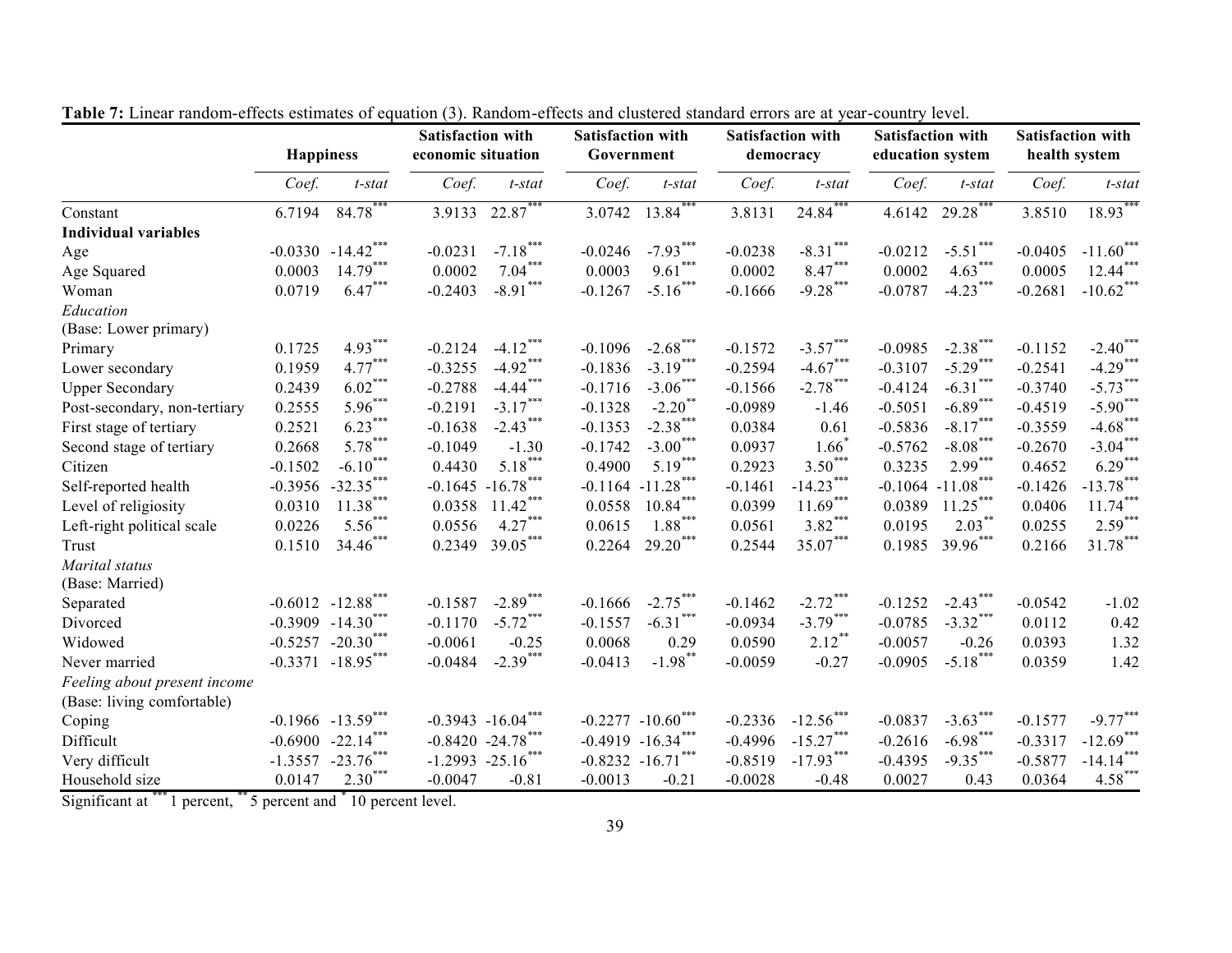**Table 7:** Linear random-effects estimates of equation (3). Random-effects and clustered standard errors are at year-country level.

| | Happiness | | Satisfaction with economic situation | | Satisfaction with Government | | Satisfaction with democracy | | Satisfaction with education system | | Satisfaction with health system | |
|---|---|---|---|---|---|---|---|---|---|---|---|---|
| | *Coef.* | *t-stat* | *Coef.* | *t-stat* | *Coef.* | *t-stat* | *Coef.* | *t-stat* | *Coef.* | *t-stat* | *Coef.* | *t-stat* |
| Constant | 6.7194 | 84.78*** | 3.9133 | 22.87*** | 3.0742 | 13.84*** | 3.8131 | 24.84*** | 4.6142 | 29.28*** | 3.8510 | 18.93*** |
| **Individual variables** | | | | | | | | | | | | |
| Age | -0.0330 | -14.42*** | -0.0231 | -7.18*** | -0.0246 | -7.93*** | -0.0238 | -8.31*** | -0.0212 | -5.51*** | -0.0405 | -11.60*** |
| Age Squared | 0.0003 | 14.79*** | 0.0002 | 7.04*** | 0.0003 | 9.61*** | 0.0002 | 8.47*** | 0.0002 | 4.63*** | 0.0005 | 12.44*** |
| Woman | 0.0719 | 6.47*** | -0.2403 | -8.91*** | -0.1267 | -5.16*** | -0.1666 | -9.28*** | -0.0787 | -4.23*** | -0.2681 | -10.62*** |
| *Education* | | | | | | | | | | | | |
| (Base: Lower primary) | | | | | | | | | | | | |
| Primary | 0.1725 | 4.93*** | -0.2124 | -4.12*** | -0.1096 | -2.68*** | -0.1572 | -3.57*** | -0.0985 | -2.38*** | -0.1152 | -2.40*** |
| Lower secondary | 0.1959 | 4.77*** | -0.3255 | -4.92*** | -0.1836 | -3.19*** | -0.2594 | -4.67*** | -0.3107 | -5.29*** | -0.2541 | -4.29*** |
| Upper Secondary | 0.2439 | 6.02*** | -0.2788 | -4.44*** | -0.1716 | -3.06*** | -0.1566 | -2.78*** | -0.4124 | -6.31*** | -0.3740 | -5.73*** |
| Post-secondary, non-tertiary | 0.2555 | 5.96*** | -0.2191 | -3.17*** | -0.1328 | -2.20** | -0.0989 | -1.46 | -0.5051 | -6.89*** | -0.4519 | -5.90*** |
| First stage of tertiary | 0.2521 | 6.23*** | -0.1638 | -2.43*** | -0.1353 | -2.38*** | 0.0384 | 0.61 | -0.5836 | -8.17*** | -0.3559 | -4.68*** |
| Second stage of tertiary | 0.2668 | 5.78*** | -0.1049 | -1.30 | -0.1742 | -3.00*** | 0.0937 | 1.66* | -0.5762 | -8.08*** | -0.2670 | -3.04*** |
| Citizen | -0.1502 | -6.10*** | 0.4430 | 5.18*** | 0.4900 | 5.19*** | 0.2923 | 3.50*** | 0.3235 | 2.99*** | 0.4652 | 6.29*** |
| Self-reported health | -0.3956 | -32.35*** | -0.1645 | -16.78*** | -0.1164 | -11.28*** | -0.1461 | -14.23*** | -0.1064 | -11.08*** | -0.1426 | -13.78*** |
| Level of religiosity | 0.0310 | 11.38*** | 0.0358 | 11.42*** | 0.0558 | 10.84*** | 0.0399 | 11.69*** | 0.0389 | 11.25*** | 0.0406 | 11.74*** |
| Left-right political scale | 0.0226 | 5.56*** | 0.0556 | 4.27*** | 0.0615 | 1.88*** | 0.0561 | 3.82*** | 0.0195 | 2.03** | 0.0255 | 2.59*** |
| Trust | 0.1510 | 34.46*** | 0.2349 | 39.05*** | 0.2264 | 29.20*** | 0.2544 | 35.07*** | 0.1985 | 39.96*** | 0.2166 | 31.78*** |
| *Marital status* | | | | | | | | | | | | |
| (Base: Married) | | | | | | | | | | | | |
| Separated | -0.6012 | -12.88*** | -0.1587 | -2.89*** | -0.1666 | -2.75*** | -0.1462 | -2.72*** | -0.1252 | -2.43*** | -0.0542 | -1.02 |
| Divorced | -0.3909 | -14.30*** | -0.1170 | -5.72*** | -0.1557 | -6.31*** | -0.0934 | -3.79*** | -0.0785 | -3.32*** | 0.0112 | 0.42 |
| Widowed | -0.5257 | -20.30*** | -0.0061 | -0.25 | 0.0068 | 0.29 | 0.0590 | 2.12** | -0.0057 | -0.26 | 0.0393 | 1.32 |
| Never married | -0.3371 | -18.95*** | -0.0484 | -2.39*** | -0.0413 | -1.98** | -0.0059 | -0.27 | -0.0905 | -5.18*** | 0.0359 | 1.42 |
| *Feeling about present income* | | | | | | | | | | | | |
| (Base: living comfortable) | | | | | | | | | | | | |
| Coping | -0.1966 | -13.59*** | -0.3943 | -16.04*** | -0.2277 | -10.60*** | -0.2336 | -12.56*** | -0.0837 | -3.63*** | -0.1577 | -9.77*** |
| Difficult | -0.6900 | -22.14*** | -0.8420 | -24.78*** | -0.4919 | -16.34*** | -0.4996 | -15.27*** | -0.2616 | -6.98*** | -0.3317 | -12.69*** |
| Very difficult | -1.3557 | -23.76*** | -1.2993 | -25.16*** | -0.8232 | -16.71*** | -0.8519 | -17.93*** | -0.4395 | -9.35*** | -0.5877 | -14.14*** |
| Household size | 0.0147 | 2.30*** | -0.0047 | -0.81 | -0.0013 | -0.21 | -0.0028 | -0.48 | 0.0027 | 0.43 | 0.0364 | 4.58*** |

Significant at *** 1 percent, ** 5 percent and * 10 percent level.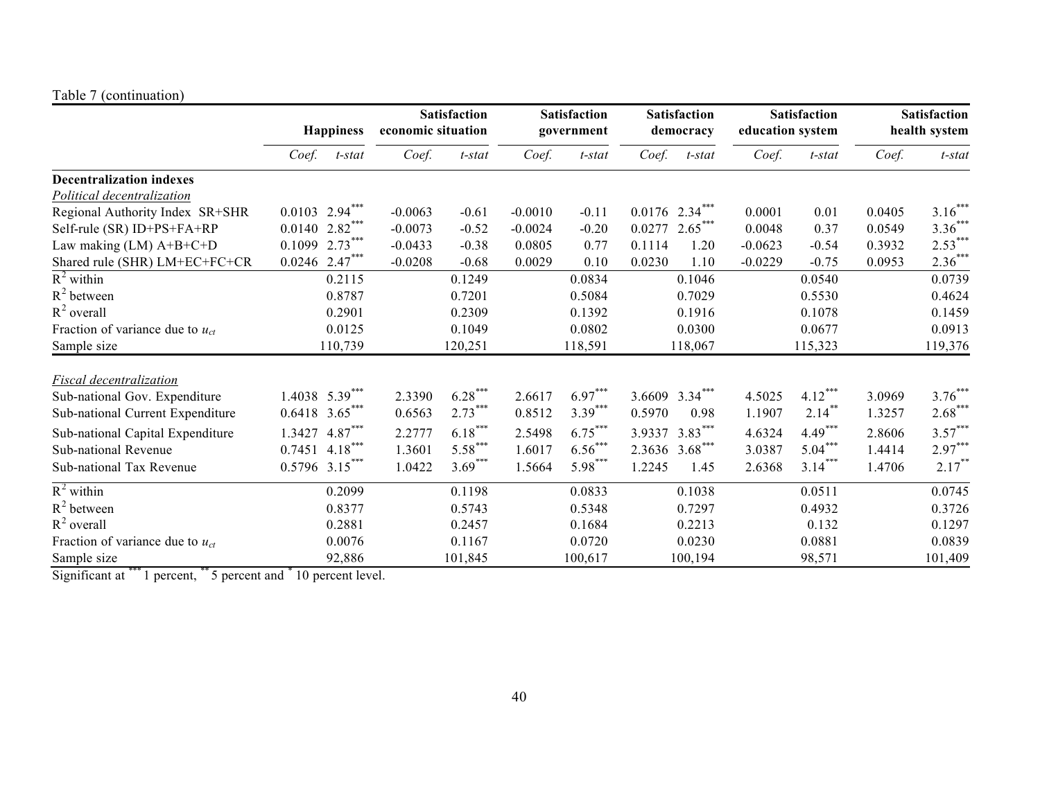Table 7 (continuation)

| | Happiness | | Satisfaction economic situation | | Satisfaction government | | Satisfaction democracy | | Satisfaction education system | | Satisfaction health system | |
|---|---|---|---|---|---|---|---|---|---|---|---|---|
| | *Coef.* | *t-stat* | *Coef.* | *t-stat* | *Coef.* | *t-stat* | *Coef.* | *t-stat* | *Coef.* | *t-stat* | *Coef.* | *t-stat* |
| **Decentralization indexes** | | | | | | | | | | | | |
| *Political decentralization* | | | | | | | | | | | | |
| Regional Authority Index SR+SHR | 0.0103 | 2.94*** | -0.0063 | -0.61 | -0.0010 | -0.11 | 0.0176 | 2.34*** | 0.0001 | 0.01 | 0.0405 | 3.16*** |
| Self-rule (SR) ID+PS+FA+RP | 0.0140 | 2.82*** | -0.0073 | -0.52 | -0.0024 | -0.20 | 0.0277 | 2.65*** | 0.0048 | 0.37 | 0.0549 | 3.36*** |
| Law making (LM) A+B+C+D | 0.1099 | 2.73*** | -0.0433 | -0.38 | 0.0805 | 0.77 | 0.1114 | 1.20 | -0.0623 | -0.54 | 0.3932 | 2.53*** |
| Shared rule (SHR) LM+EC+FC+CR | 0.0246 | 2.47*** | -0.0208 | -0.68 | 0.0029 | 0.10 | 0.0230 | 1.10 | -0.0229 | -0.75 | 0.0953 | 2.36*** |
| $R^2$ within | | 0.2115 | | 0.1249 | | 0.0834 | | 0.1046 | | 0.0540 | | 0.0739 |
| $R^2$ between | | 0.8787 | | 0.7201 | | 0.5084 | | 0.7029 | | 0.5530 | | 0.4624 |
| $R^2$ overall | | 0.2901 | | 0.2309 | | 0.1392 | | 0.1916 | | 0.1078 | | 0.1459 |
| Fraction of variance due to $u_{ct}$ | | 0.0125 | | 0.1049 | | 0.0802 | | 0.0300 | | 0.0677 | | 0.0913 |
| Sample size | | 110,739 | | 120,251 | | 118,591 | | 118,067 | | 115,323 | | 119,376 |
| *Fiscal decentralization* | | | | | | | | | | | | |
| Sub-national Gov. Expenditure | 1.4038 | 5.39*** | 2.3390 | 6.28*** | 2.6617 | 6.97*** | 3.6609 | 3.34*** | 4.5025 | 4.12*** | 3.0969 | 3.76*** |
| Sub-national Current Expenditure | 0.6418 | 3.65*** | 0.6563 | 2.73*** | 0.8512 | 3.39*** | 0.5970 | 0.98 | 1.1907 | 2.14** | 1.3257 | 2.68*** |
| Sub-national Capital Expenditure | 1.3427 | 4.87*** | 2.2777 | 6.18*** | 2.5498 | 6.75*** | 3.9337 | 3.83*** | 4.6324 | 4.49*** | 2.8606 | 3.57*** |
| Sub-national Revenue | 0.7451 | 4.18*** | 1.3601 | 5.58*** | 1.6017 | 6.56*** | 2.3636 | 3.68*** | 3.0387 | 5.04*** | 1.4414 | 2.97*** |
| Sub-national Tax Revenue | 0.5796 | 3.15*** | 1.0422 | 3.69*** | 1.5664 | 5.98*** | 1.2245 | 1.45 | 2.6368 | 3.14*** | 1.4706 | 2.17** |
| $R^2$ within | | 0.2099 | | 0.1198 | | 0.0833 | | 0.1038 | | 0.0511 | | 0.0745 |
| $R^2$ between | | 0.8377 | | 0.5743 | | 0.5348 | | 0.7297 | | 0.4932 | | 0.3726 |
| $R^2$ overall | | 0.2881 | | 0.2457 | | 0.1684 | | 0.2213 | | 0.132 | | 0.1297 |
| Fraction of variance due to $u_{ct}$ | | 0.0076 | | 0.1167 | | 0.0720 | | 0.0230 | | 0.0881 | | 0.0839 |
| Sample size | | 92,886 | | 101,845 | | 100,617 | | 100,194 | | 98,571 | | 101,409 |

Significant at *** 1 percent, ** 5 percent and * 10 percent level.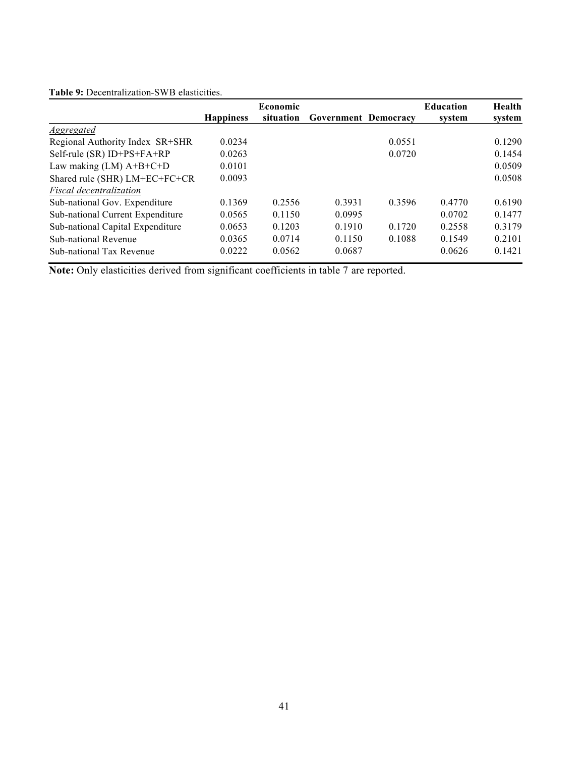**Table 9:** Decentralization-SWB elasticities.

| | Happiness | Economic situation | Government | Democracy | Education system | Health system |
|---|---|---|---|---|---|---|
| *Aggregated* | | | | | | |
| Regional Authority Index SR+SHR | 0.0234 | | | 0.0551 | | 0.1290 |
| Self-rule (SR) ID+PS+FA+RP | 0.0263 | | | 0.0720 | | 0.1454 |
| Law making (LM) A+B+C+D | 0.0101 | | | | | 0.0509 |
| Shared rule (SHR) LM+EC+FC+CR | 0.0093 | | | | | 0.0508 |
| *Fiscal decentralization* | | | | | | |
| Sub-national Gov. Expenditure | 0.1369 | 0.2556 | 0.3931 | 0.3596 | 0.4770 | 0.6190 |
| Sub-national Current Expenditure | 0.0565 | 0.1150 | 0.0995 | | 0.0702 | 0.1477 |
| Sub-national Capital Expenditure | 0.0653 | 0.1203 | 0.1910 | 0.1720 | 0.2558 | 0.3179 |
| Sub-national Revenue | 0.0365 | 0.0714 | 0.1150 | 0.1088 | 0.1549 | 0.2101 |
| Sub-national Tax Revenue | 0.0222 | 0.0562 | 0.0687 | | 0.0626 | 0.1421 |

**Note:** Only elasticities derived from significant coefficients in table 7 are reported.